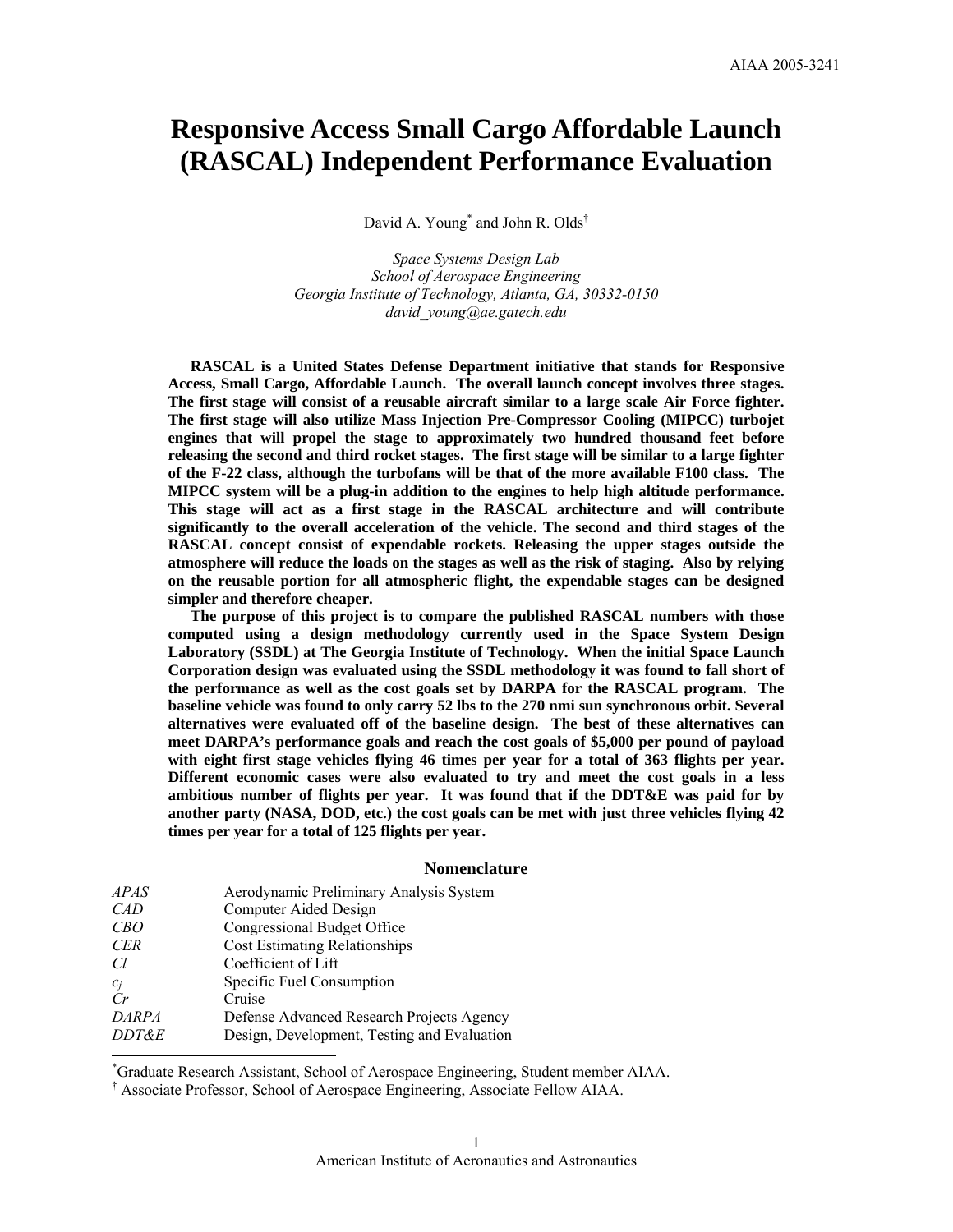# Responsive Access Small Cargo Affordable Launch (RASCAL) Independent Performance Evaluation

David A. Young[*] and John R. Olds[†]

*Space Systems Design Lab*
*School of Aerospace Engineering*
*Georgia Institute of Technology, Atlanta, GA, 30332-0150*
*david_young@ae.gatech.edu*

**RASCAL is a United States Defense Department initiative that stands for Responsive Access, Small Cargo, Affordable Launch. The overall launch concept involves three stages. The first stage will consist of a reusable aircraft similar to a large scale Air Force fighter. The first stage will also utilize Mass Injection Pre-Compressor Cooling (MIPCC) turbojet engines that will propel the stage to approximately two hundred thousand feet before releasing the second and third rocket stages. The first stage will be similar to a large fighter of the F-22 class, although the turbofans will be that of the more available F100 class. The MIPCC system will be a plug-in addition to the engines to help high altitude performance. This stage will act as a first stage in the RASCAL architecture and will contribute significantly to the overall acceleration of the vehicle. The second and third stages of the RASCAL concept consist of expendable rockets. Releasing the upper stages outside the atmosphere will reduce the loads on the stages as well as the risk of staging. Also by relying on the reusable portion for all atmospheric flight, the expendable stages can be designed simpler and therefore cheaper.**

**The purpose of this project is to compare the published RASCAL numbers with those computed using a design methodology currently used in the Space System Design Laboratory (SSDL) at The Georgia Institute of Technology. When the initial Space Launch Corporation design was evaluated using the SSDL methodology it was found to fall short of the performance as well as the cost goals set by DARPA for the RASCAL program. The baseline vehicle was found to only carry 52 lbs to the 270 nmi sun synchronous orbit. Several alternatives were evaluated off of the baseline design. The best of these alternatives can meet DARPA's performance goals and reach the cost goals of $5,000 per pound of payload with eight first stage vehicles flying 46 times per year for a total of 363 flights per year. Different economic cases were also evaluated to try and meet the cost goals in a less ambitious number of flights per year. It was found that if the DDT&E was paid for by another party (NASA, DOD, etc.) the cost goals can be met with just three vehicles flying 42 times per year for a total of 125 flights per year.**

## Nomenclature

| | |
|---|---|
| *APAS* | Aerodynamic Preliminary Analysis System |
| *CAD* | Computer Aided Design |
| *CBO* | Congressional Budget Office |
| *CER* | Cost Estimating Relationships |
| *Cl* | Coefficient of Lift |
| $c_j$ | Specific Fuel Consumption |
| *Cr* | Cruise |
| *DARPA* | Defense Advanced Research Projects Agency |
| *DDT&E* | Design, Development, Testing and Evaluation |

[*] Graduate Research Assistant, School of Aerospace Engineering, Student member AIAA.
[†] Associate Professor, School of Aerospace Engineering, Associate Fellow AIAA.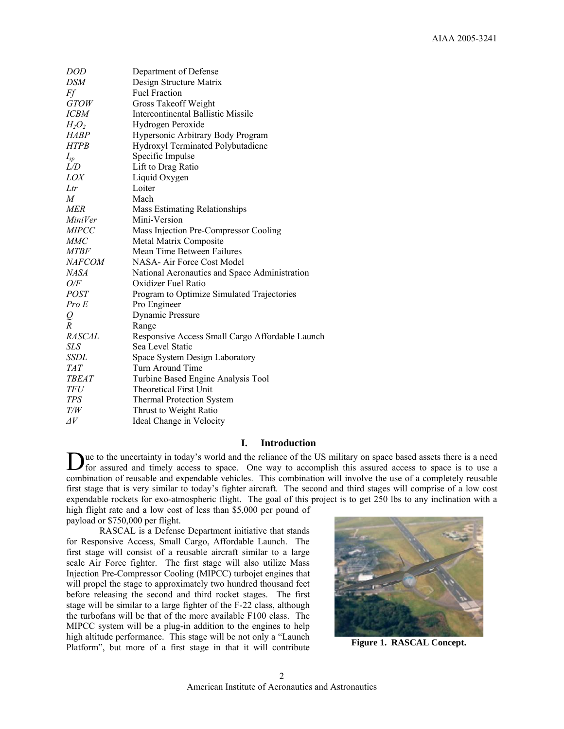| | |
|---|---|
| *DOD* | Department of Defense |
| *DSM* | Design Structure Matrix |
| *Ff* | Fuel Fraction |
| *GTOW* | Gross Takeoff Weight |
| *ICBM* | Intercontinental Ballistic Missile |
| $H_2O_2$ | Hydrogen Peroxide |
| *HABP* | Hypersonic Arbitrary Body Program |
| *HTPB* | Hydroxyl Terminated Polybutadiene |
| $I_{sp}$ | Specific Impulse |
| *L/D* | Lift to Drag Ratio |
| *LOX* | Liquid Oxygen |
| *Ltr* | Loiter |
| *M* | Mach |
| *MER* | Mass Estimating Relationships |
| *MiniVer* | Mini-Version |
| *MIPCC* | Mass Injection Pre-Compressor Cooling |
| *MMC* | Metal Matrix Composite |
| *MTBF* | Mean Time Between Failures |
| *NAFCOM* | NASA- Air Force Cost Model |
| *NASA* | National Aeronautics and Space Administration |
| *O/F* | Oxidizer Fuel Ratio |
| *POST* | Program to Optimize Simulated Trajectories |
| *Pro E* | Pro Engineer |
| *Q* | Dynamic Pressure |
| *R* | Range |
| *RASCAL* | Responsive Access Small Cargo Affordable Launch |
| *SLS* | Sea Level Static |
| *SSDL* | Space System Design Laboratory |
| *TAT* | Turn Around Time |
| *TBEAT* | Turbine Based Engine Analysis Tool |
| *TFU* | Theoretical First Unit |
| *TPS* | Thermal Protection System |
| *T/W* | Thrust to Weight Ratio |
| $\Delta V$ | Ideal Change in Velocity |

## I. Introduction

Due to the uncertainty in today's world and the reliance of the US military on space based assets there is a need for assured and timely access to space. One way to accomplish this assured access to space is to use a combination of reusable and expendable vehicles. This combination will involve the use of a completely reusable first stage that is very similar to today's fighter aircraft. The second and third stages will comprise of a low cost expendable rockets for exo-atmospheric flight. The goal of this project is to get 250 lbs to any inclination with a high flight rate and a low cost of less than \$5,000 per pound of payload or \$750,000 per flight.

RASCAL is a Defense Department initiative that stands for Responsive Access, Small Cargo, Affordable Launch. The first stage will consist of a reusable aircraft similar to a large scale Air Force fighter. The first stage will also utilize Mass Injection Pre-Compressor Cooling (MIPCC) turbojet engines that will propel the stage to approximately two hundred thousand feet before releasing the second and third rocket stages. The first stage will be similar to a large fighter of the F-22 class, although the turbofans will be that of the more available F100 class. The MIPCC system will be a plug-in addition to the engines to help high altitude performance. This stage will be not only a "Launch Platform", but more of a first stage in that it will contribute

**Figure 1. RASCAL Concept.**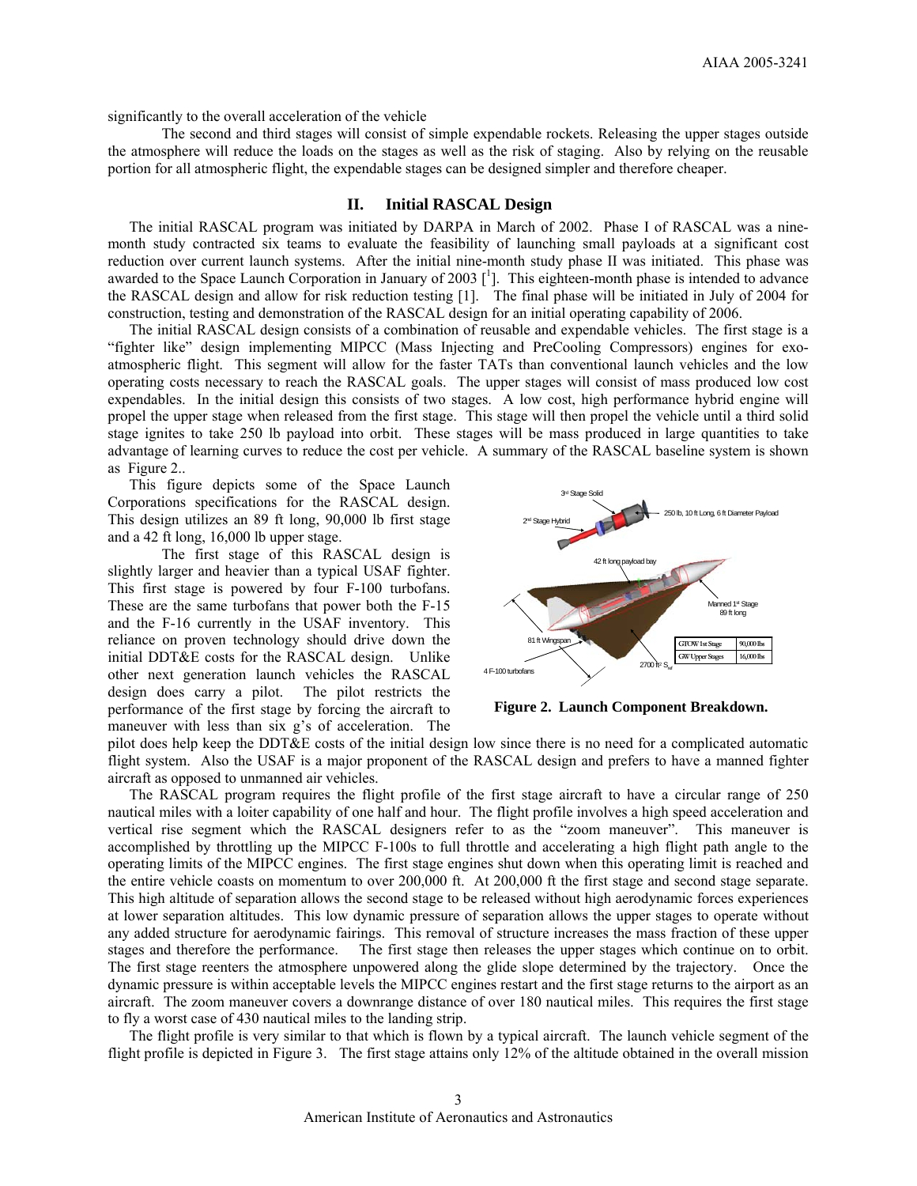significantly to the overall acceleration of the vehicle

The second and third stages will consist of simple expendable rockets. Releasing the upper stages outside the atmosphere will reduce the loads on the stages as well as the risk of staging. Also by relying on the reusable portion for all atmospheric flight, the expendable stages can be designed simpler and therefore cheaper.

## II. Initial RASCAL Design

The initial RASCAL program was initiated by DARPA in March of 2002. Phase I of RASCAL was a nine-month study contracted six teams to evaluate the feasibility of launching small payloads at a significant cost reduction over current launch systems. After the initial nine-month study phase II was initiated. This phase was awarded to the Space Launch Corporation in January of 2003 [1]. This eighteen-month phase is intended to advance the RASCAL design and allow for risk reduction testing [1]. The final phase will be initiated in July of 2004 for construction, testing and demonstration of the RASCAL design for an initial operating capability of 2006.

The initial RASCAL design consists of a combination of reusable and expendable vehicles. The first stage is a "fighter like" design implementing MIPCC (Mass Injecting and PreCooling Compressors) engines for exo-atmospheric flight. This segment will allow for the faster TATs than conventional launch vehicles and the low operating costs necessary to reach the RASCAL goals. The upper stages will consist of mass produced low cost expendables. In the initial design this consists of two stages. A low cost, high performance hybrid engine will propel the upper stage when released from the first stage. This stage will then propel the vehicle until a third solid stage ignites to take 250 lb payload into orbit. These stages will be mass produced in large quantities to take advantage of learning curves to reduce the cost per vehicle. A summary of the RASCAL baseline system is shown as Figure 2..

This figure depicts some of the Space Launch Corporations specifications for the RASCAL design. This design utilizes an 89 ft long, 90,000 lb first stage and a 42 ft long, 16,000 lb upper stage.

The first stage of this RASCAL design is slightly larger and heavier than a typical USAF fighter. This first stage is powered by four F-100 turbofans. These are the same turbofans that power both the F-15 and the F-16 currently in the USAF inventory. This reliance on proven technology should drive down the initial DDT&E costs for the RASCAL design. Unlike other next generation launch vehicles the RASCAL design does carry a pilot. The pilot restricts the performance of the first stage by forcing the aircraft to maneuver with less than six g's of acceleration. The pilot does help keep the DDT&E costs of the initial design low since there is no need for a complicated automatic flight system. Also the USAF is a major proponent of the RASCAL design and prefers to have a manned fighter aircraft as opposed to unmanned air vehicles.

3rd Stage Solid

2nd Stage Hybrid

250 lb, 10 ft Long, 6 ft Diameter Payload

42 ft long payload bay

Manned 1st Stage 89 ft long

81 ft Wingspan

4 F-100 turbofans

2700 ft² $S_{ref}$

| GTOW 1st Stage | 90,000 lbs |
|---|---|
| GW Upper Stages | 16,000 lbs |

**Figure 2. Launch Component Breakdown.**

The RASCAL program requires the flight profile of the first stage aircraft to have a circular range of 250 nautical miles with a loiter capability of one half and hour. The flight profile involves a high speed acceleration and vertical rise segment which the RASCAL designers refer to as the "zoom maneuver". This maneuver is accomplished by throttling up the MIPCC F-100s to full throttle and accelerating a high flight path angle to the operating limits of the MIPCC engines. The first stage engines shut down when this operating limit is reached and the entire vehicle coasts on momentum to over 200,000 ft. At 200,000 ft the first stage and second stage separate. This high altitude of separation allows the second stage to be released without high aerodynamic forces experiences at lower separation altitudes. This low dynamic pressure of separation allows the upper stages to operate without any added structure for aerodynamic fairings. This removal of structure increases the mass fraction of these upper stages and therefore the performance. The first stage then releases the upper stages which continue on to orbit. The first stage reenters the atmosphere unpowered along the glide slope determined by the trajectory. Once the dynamic pressure is within acceptable levels the MIPCC engines restart and the first stage returns to the airport as an aircraft. The zoom maneuver covers a downrange distance of over 180 nautical miles. This requires the first stage to fly a worst case of 430 nautical miles to the landing strip.

The flight profile is very similar to that which is flown by a typical aircraft. The launch vehicle segment of the flight profile is depicted in Figure 3. The first stage attains only 12% of the altitude obtained in the overall mission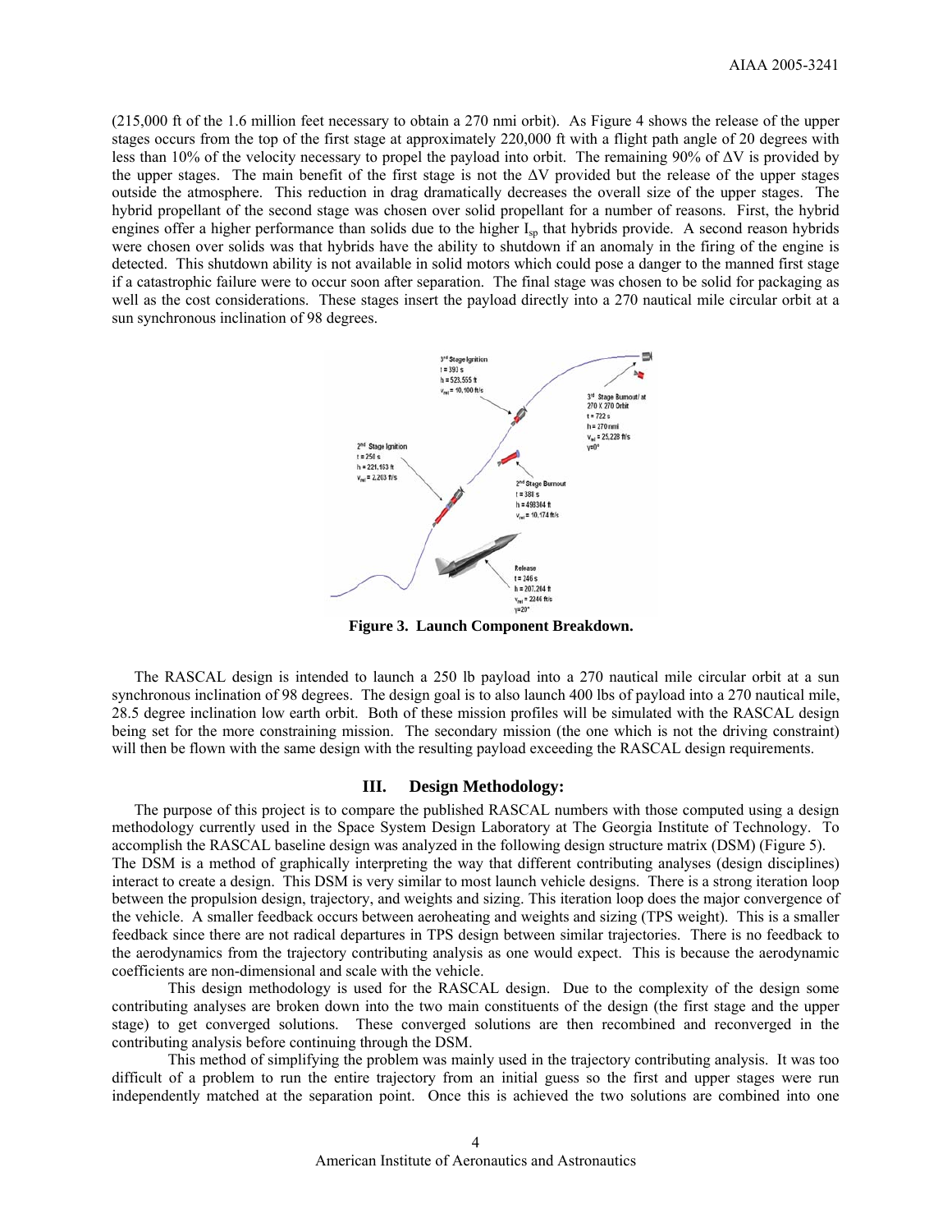(215,000 ft of the 1.6 million feet necessary to obtain a 270 nmi orbit). As Figure 4 shows the release of the upper stages occurs from the top of the first stage at approximately 220,000 ft with a flight path angle of 20 degrees with less than 10% of the velocity necessary to propel the payload into orbit. The remaining 90% of ΔV is provided by the upper stages. The main benefit of the first stage is not the ΔV provided but the release of the upper stages outside the atmosphere. This reduction in drag dramatically decreases the overall size of the upper stages. The hybrid propellant of the second stage was chosen over solid propellant for a number of reasons. First, the hybrid engines offer a higher performance than solids due to the higher $I_{sp}$ that hybrids provide. A second reason hybrids were chosen over solids was that hybrids have the ability to shutdown if an anomaly in the firing of the engine is detected. This shutdown ability is not available in solid motors which could pose a danger to the manned first stage if a catastrophic failure were to occur soon after separation. The final stage was chosen to be solid for packaging as well as the cost considerations. These stages insert the payload directly into a 270 nautical mile circular orbit at a sun synchronous inclination of 98 degrees.

**Figure 3. Launch Component Breakdown.**

The RASCAL design is intended to launch a 250 lb payload into a 270 nautical mile circular orbit at a sun synchronous inclination of 98 degrees. The design goal is to also launch 400 lbs of payload into a 270 nautical mile, 28.5 degree inclination low earth orbit. Both of these mission profiles will be simulated with the RASCAL design being set for the more constraining mission. The secondary mission (the one which is not the driving constraint) will then be flown with the same design with the resulting payload exceeding the RASCAL design requirements.

## III. Design Methodology:

The purpose of this project is to compare the published RASCAL numbers with those computed using a design methodology currently used in the Space System Design Laboratory at The Georgia Institute of Technology. To accomplish the RASCAL baseline design was analyzed in the following design structure matrix (DSM) (Figure 5). The DSM is a method of graphically interpreting the way that different contributing analyses (design disciplines) interact to create a design. This DSM is very similar to most launch vehicle designs. There is a strong iteration loop between the propulsion design, trajectory, and weights and sizing. This iteration loop does the major convergence of the vehicle. A smaller feedback occurs between aeroheating and weights and sizing (TPS weight). This is a smaller feedback since there are not radical departures in TPS design between similar trajectories. There is no feedback to the aerodynamics from the trajectory contributing analysis as one would expect. This is because the aerodynamic coefficients are non-dimensional and scale with the vehicle.

This design methodology is used for the RASCAL design. Due to the complexity of the design some contributing analyses are broken down into the two main constituents of the design (the first stage and the upper stage) to get converged solutions. These converged solutions are then recombined and reconverged in the contributing analysis before continuing through the DSM.

This method of simplifying the problem was mainly used in the trajectory contributing analysis. It was too difficult of a problem to run the entire trajectory from an initial guess so the first and upper stages were run independently matched at the separation point. Once this is achieved the two solutions are combined into one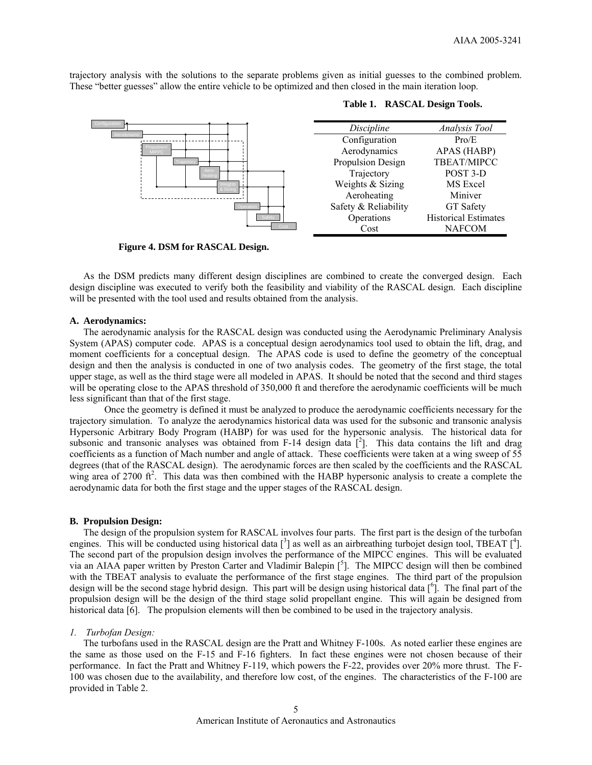trajectory analysis with the solutions to the separate problems given as initial guesses to the combined problem. These "better guesses" allow the entire vehicle to be optimized and then closed in the main iteration loop.

**Figure 4. DSM for RASCAL Design.**

**Table 1. RASCAL Design Tools.**

| *Discipline* | *Analysis Tool* |
|---|---|
| Configuration | Pro/E |
| Aerodynamics | APAS (HABP) |
| Propulsion Design | TBEAT/MIPCC |
| Trajectory | POST 3-D |
| Weights & Sizing | MS Excel |
| Aeroheating | Miniver |
| Safety & Reliability | GT Safety |
| Operations | Historical Estimates |
| Cost | NAFCOM |

As the DSM predicts many different design disciplines are combined to create the converged design. Each design discipline was executed to verify both the feasibility and viability of the RASCAL design. Each discipline will be presented with the tool used and results obtained from the analysis.

### A. Aerodynamics:

The aerodynamic analysis for the RASCAL design was conducted using the Aerodynamic Preliminary Analysis System (APAS) computer code. APAS is a conceptual design aerodynamics tool used to obtain the lift, drag, and moment coefficients for a conceptual design. The APAS code is used to define the geometry of the conceptual design and then the analysis is conducted in one of two analysis codes. The geometry of the first stage, the total upper stage, as well as the third stage were all modeled in APAS. It should be noted that the second and third stages will be operating close to the APAS threshold of 350,000 ft and therefore the aerodynamic coefficients will be much less significant than that of the first stage.

Once the geometry is defined it must be analyzed to produce the aerodynamic coefficients necessary for the trajectory simulation. To analyze the aerodynamics historical data was used for the subsonic and transonic analysis Hypersonic Arbitrary Body Program (HABP) for was used for the hypersonic analysis. The historical data for subsonic and transonic analyses was obtained from F-14 design data [2]. This data contains the lift and drag coefficients as a function of Mach number and angle of attack. These coefficients were taken at a wing sweep of 55 degrees (that of the RASCAL design). The aerodynamic forces are then scaled by the coefficients and the RASCAL wing area of 2700 ft$^2$. This data was then combined with the HABP hypersonic analysis to create a complete the aerodynamic data for both the first stage and the upper stages of the RASCAL design.

### B. Propulsion Design:

The design of the propulsion system for RASCAL involves four parts. The first part is the design of the turbofan engines. This will be conducted using historical data [3] as well as an airbreathing turbojet design tool, TBEAT [4]. The second part of the propulsion design involves the performance of the MIPCC engines. This will be evaluated via an AIAA paper written by Preston Carter and Vladimir Balepin [5]. The MIPCC design will then be combined with the TBEAT analysis to evaluate the performance of the first stage engines. The third part of the propulsion design will be the second stage hybrid design. This part will be design using historical data [6]. The final part of the propulsion design will be the design of the third stage solid propellant engine. This will again be designed from historical data [6]. The propulsion elements will then be combined to be used in the trajectory analysis.

#### *1. Turbofan Design:*

The turbofans used in the RASCAL design are the Pratt and Whitney F-100s. As noted earlier these engines are the same as those used on the F-15 and F-16 fighters. In fact these engines were not chosen because of their performance. In fact the Pratt and Whitney F-119, which powers the F-22, provides over 20% more thrust. The F-100 was chosen due to the availability, and therefore low cost, of the engines. The characteristics of the F-100 are provided in Table 2.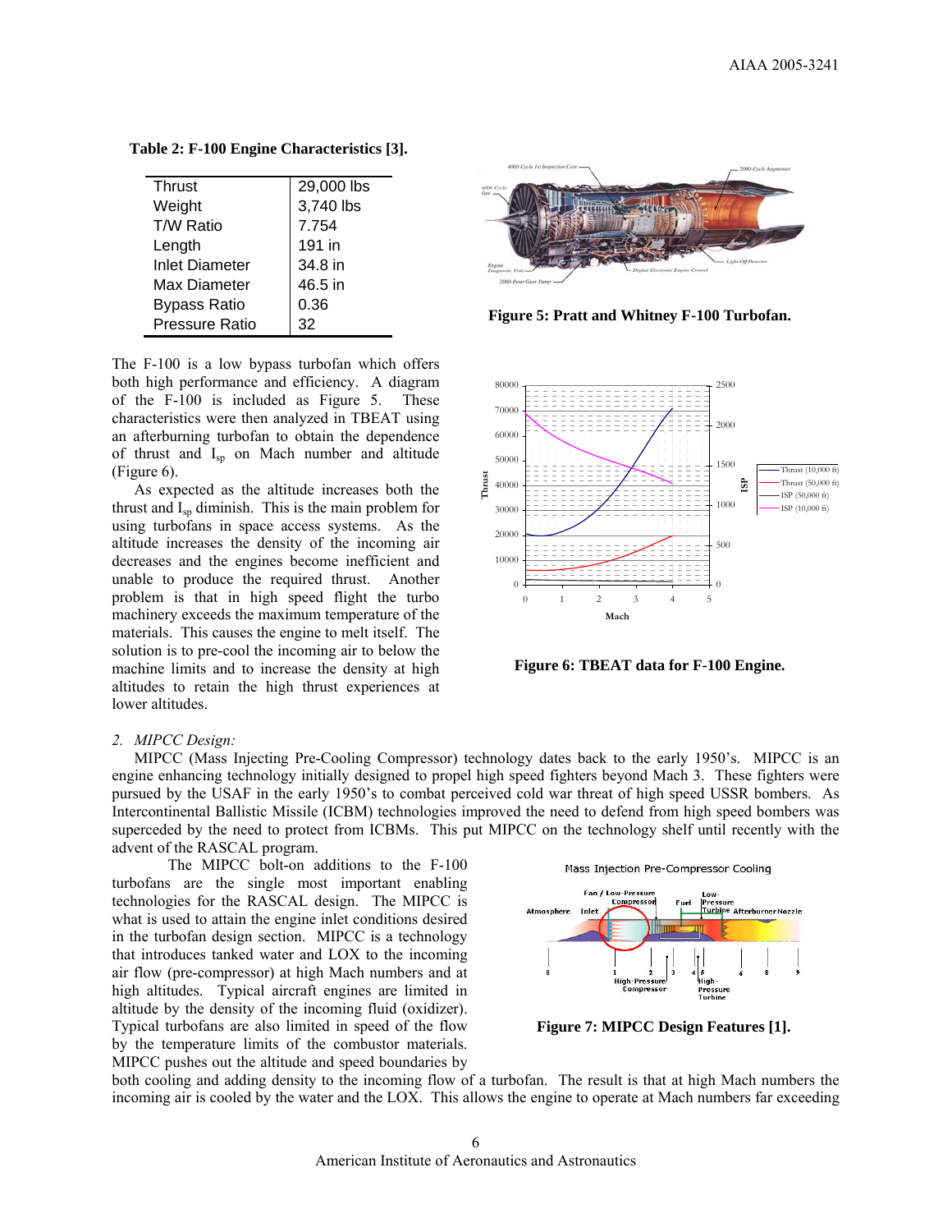**Table 2: F-100 Engine Characteristics [3].**

| | |
|---|---|
| Thrust | 29,000 lbs |
| Weight | 3,740 lbs |
| T/W Ratio | 7.754 |
| Length | 191 in |
| Inlet Diameter | 34.8 in |
| Max Diameter | 46.5 in |
| Bypass Ratio | 0.36 |
| Pressure Ratio | 32 |

**Figure 5: Pratt and Whitney F-100 Turbofan.**

The F-100 is a low bypass turbofan which offers both high performance and efficiency. A diagram of the F-100 is included as Figure 5. These characteristics were then analyzed in TBEAT using an afterburning turbofan to obtain the dependence of thrust and $I_{sp}$ on Mach number and altitude (Figure 6).

As expected as the altitude increases both the thrust and $I_{sp}$ diminish. This is the main problem for using turbofans in space access systems. As the altitude increases the density of the incoming air decreases and the engines become inefficient and unable to produce the required thrust. Another problem is that in high speed flight the turbo machinery exceeds the maximum temperature of the materials. This causes the engine to melt itself. The solution is to pre-cool the incoming air to below the machine limits and to increase the density at high altitudes to retain the high thrust experiences at lower altitudes.

**Figure 6: TBEAT data for F-100 Engine.**

*2. MIPCC Design:*

MIPCC (Mass Injecting Pre-Cooling Compressor) technology dates back to the early 1950's. MIPCC is an engine enhancing technology initially designed to propel high speed fighters beyond Mach 3. These fighters were pursued by the USAF in the early 1950's to combat perceived cold war threat of high speed USSR bombers. As Intercontinental Ballistic Missile (ICBM) technologies improved the need to defend from high speed bombers was superceded by the need to protect from ICBMs. This put MIPCC on the technology shelf until recently with the advent of the RASCAL program.

The MIPCC bolt-on additions to the F-100 turbofans are the single most important enabling technologies for the RASCAL design. The MIPCC is what is used to attain the engine inlet conditions desired in the turbofan design section. MIPCC is a technology that introduces tanked water and LOX to the incoming air flow (pre-compressor) at high Mach numbers and at high altitudes. Typical aircraft engines are limited in altitude by the density of the incoming fluid (oxidizer). Typical turbofans are also limited in speed of the flow by the temperature limits of the combustor materials. MIPCC pushes out the altitude and speed boundaries by both cooling and adding density to the incoming flow of a turbofan. The result is that at high Mach numbers the incoming air is cooled by the water and the LOX. This allows the engine to operate at Mach numbers far exceeding

**Figure 7: MIPCC Design Features [1].**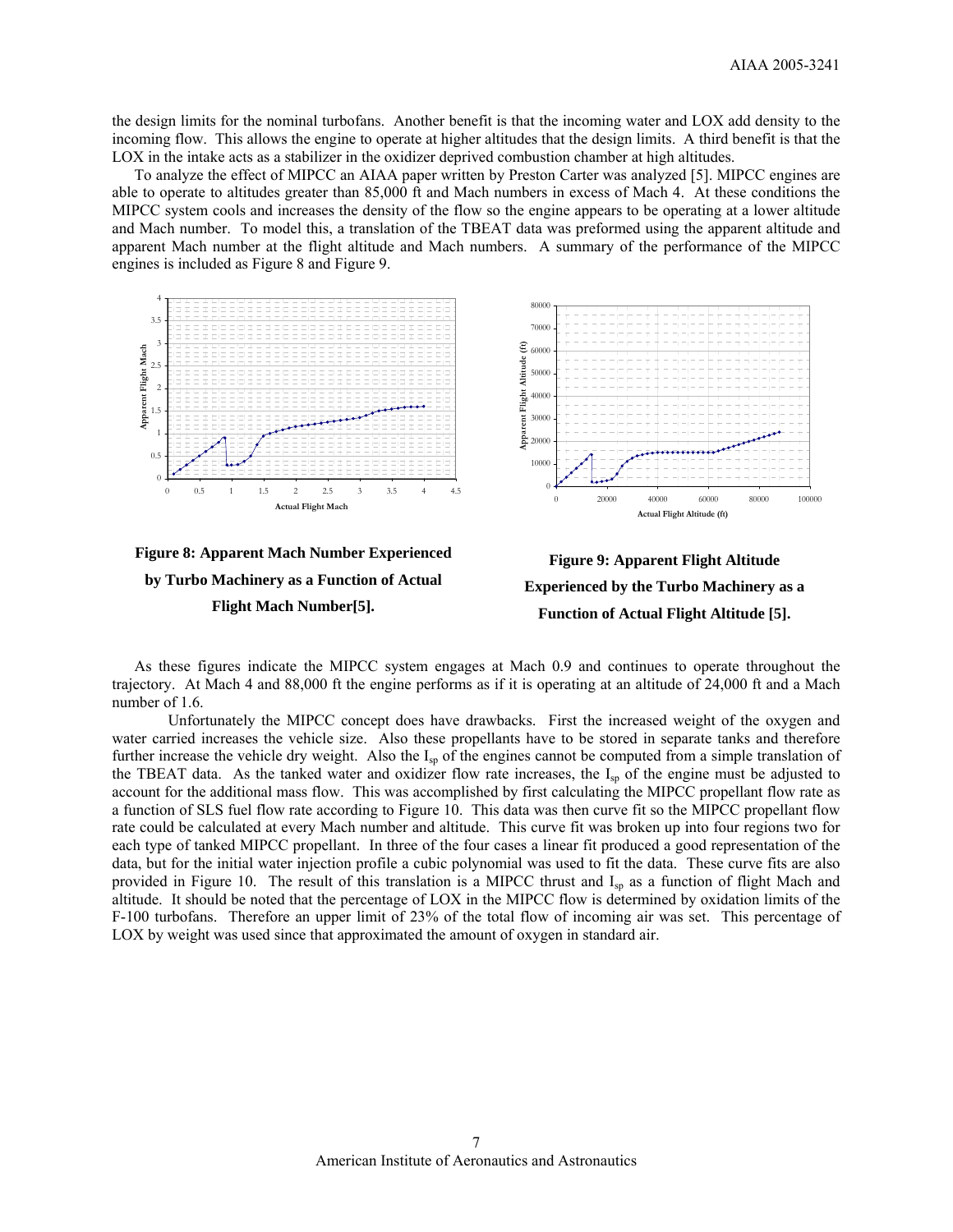the design limits for the nominal turbofans. Another benefit is that the incoming water and LOX add density to the incoming flow. This allows the engine to operate at higher altitudes that the design limits. A third benefit is that the LOX in the intake acts as a stabilizer in the oxidizer deprived combustion chamber at high altitudes.

To analyze the effect of MIPCC an AIAA paper written by Preston Carter was analyzed [5]. MIPCC engines are able to operate to altitudes greater than 85,000 ft and Mach numbers in excess of Mach 4. At these conditions the MIPCC system cools and increases the density of the flow so the engine appears to be operating at a lower altitude and Mach number. To model this, a translation of the TBEAT data was preformed using the apparent altitude and apparent Mach number at the flight altitude and Mach numbers. A summary of the performance of the MIPCC engines is included as Figure 8 and Figure 9.

**Figure 8: Apparent Mach Number Experienced by Turbo Machinery as a Function of Actual Flight Mach Number[5].**

**Figure 9: Apparent Flight Altitude Experienced by the Turbo Machinery as a Function of Actual Flight Altitude [5].**

As these figures indicate the MIPCC system engages at Mach 0.9 and continues to operate throughout the trajectory. At Mach 4 and 88,000 ft the engine performs as if it is operating at an altitude of 24,000 ft and a Mach number of 1.6.

Unfortunately the MIPCC concept does have drawbacks. First the increased weight of the oxygen and water carried increases the vehicle size. Also these propellants have to be stored in separate tanks and therefore further increase the vehicle dry weight. Also the $I_{sp}$ of the engines cannot be computed from a simple translation of the TBEAT data. As the tanked water and oxidizer flow rate increases, the $I_{sp}$ of the engine must be adjusted to account for the additional mass flow. This was accomplished by first calculating the MIPCC propellant flow rate as a function of SLS fuel flow rate according to Figure 10. This data was then curve fit so the MIPCC propellant flow rate could be calculated at every Mach number and altitude. This curve fit was broken up into four regions two for each type of tanked MIPCC propellant. In three of the four cases a linear fit produced a good representation of the data, but for the initial water injection profile a cubic polynomial was used to fit the data. These curve fits are also provided in Figure 10. The result of this translation is a MIPCC thrust and $I_{sp}$ as a function of flight Mach and altitude. It should be noted that the percentage of LOX in the MIPCC flow is determined by oxidation limits of the F-100 turbofans. Therefore an upper limit of 23% of the total flow of incoming air was set. This percentage of LOX by weight was used since that approximated the amount of oxygen in standard air.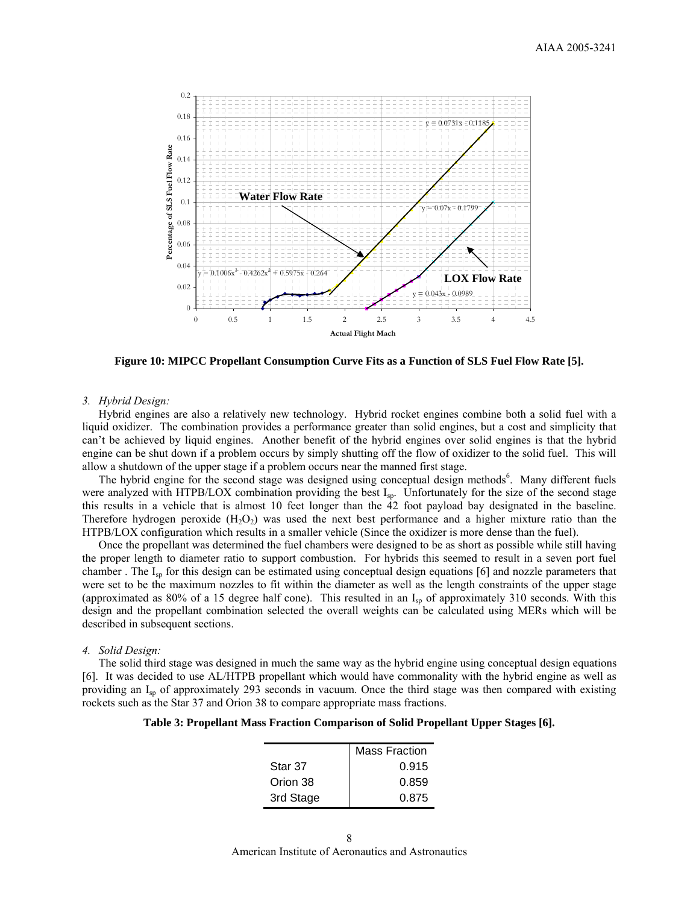Figure 10: MIPCC Propellant Consumption Curve Fits as a Function of SLS Fuel Flow Rate [5].

*3. Hybrid Design:*

Hybrid engines are also a relatively new technology. Hybrid rocket engines combine both a solid fuel with a liquid oxidizer. The combination provides a performance greater than solid engines, but a cost and simplicity that can't be achieved by liquid engines. Another benefit of the hybrid engines over solid engines is that the hybrid engine can be shut down if a problem occurs by simply shutting off the flow of oxidizer to the solid fuel. This will allow a shutdown of the upper stage if a problem occurs near the manned first stage.

The hybrid engine for the second stage was designed using conceptual design methods[6]. Many different fuels were analyzed with HTPB/LOX combination providing the best $I_{sp}$. Unfortunately for the size of the second stage this results in a vehicle that is almost 10 feet longer than the 42 foot payload bay designated in the baseline. Therefore hydrogen peroxide ($H_2O_2$) was used the next best performance and a higher mixture ratio than the HTPB/LOX configuration which results in a smaller vehicle (Since the oxidizer is more dense than the fuel).

Once the propellant was determined the fuel chambers were designed to be as short as possible while still having the proper length to diameter ratio to support combustion. For hybrids this seemed to result in a seven port fuel chamber . The $I_{sp}$ for this design can be estimated using conceptual design equations [6] and nozzle parameters that were set to be the maximum nozzles to fit within the diameter as well as the length constraints of the upper stage (approximated as 80% of a 15 degree half cone). This resulted in an $I_{sp}$ of approximately 310 seconds. With this design and the propellant combination selected the overall weights can be calculated using MERs which will be described in subsequent sections.

*4. Solid Design:*

The solid third stage was designed in much the same way as the hybrid engine using conceptual design equations [6]. It was decided to use AL/HTPB propellant which would have commonality with the hybrid engine as well as providing an $I_{sp}$ of approximately 293 seconds in vacuum. Once the third stage was then compared with existing rockets such as the Star 37 and Orion 38 to compare appropriate mass fractions.

**Table 3: Propellant Mass Fraction Comparison of Solid Propellant Upper Stages [6].**

| | Mass Fraction |
|---|---|
| Star 37 | 0.915 |
| Orion 38 | 0.859 |
| 3rd Stage | 0.875 |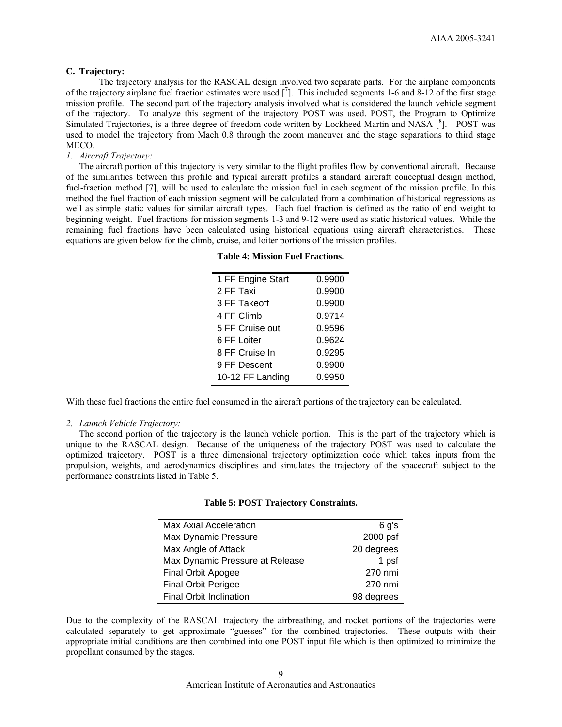### C. Trajectory:

The trajectory analysis for the RASCAL design involved two separate parts. For the airplane components of the trajectory airplane fuel fraction estimates were used [7]. This included segments 1-6 and 8-12 of the first stage mission profile. The second part of the trajectory analysis involved what is considered the launch vehicle segment of the trajectory. To analyze this segment of the trajectory POST was used. POST, the Program to Optimize Simulated Trajectories, is a three degree of freedom code written by Lockheed Martin and NASA [8]. POST was used to model the trajectory from Mach 0.8 through the zoom maneuver and the stage separations to third stage MECO.

*1. Aircraft Trajectory:*

The aircraft portion of this trajectory is very similar to the flight profiles flow by conventional aircraft. Because of the similarities between this profile and typical aircraft profiles a standard aircraft conceptual design method, fuel-fraction method [7], will be used to calculate the mission fuel in each segment of the mission profile. In this method the fuel fraction of each mission segment will be calculated from a combination of historical regressions as well as simple static values for similar aircraft types. Each fuel fraction is defined as the ratio of end weight to beginning weight. Fuel fractions for mission segments 1-3 and 9-12 were used as static historical values. While the remaining fuel fractions have been calculated using historical equations using aircraft characteristics. These equations are given below for the climb, cruise, and loiter portions of the mission profiles.

**Table 4: Mission Fuel Fractions.**

| | |
|---|---|
| 1 FF Engine Start | 0.9900 |
| 2 FF Taxi | 0.9900 |
| 3 FF Takeoff | 0.9900 |
| 4 FF Climb | 0.9714 |
| 5 FF Cruise out | 0.9596 |
| 6 FF Loiter | 0.9624 |
| 8 FF Cruise In | 0.9295 |
| 9 FF Descent | 0.9900 |
| 10-12 FF Landing | 0.9950 |

With these fuel fractions the entire fuel consumed in the aircraft portions of the trajectory can be calculated.

*2. Launch Vehicle Trajectory:*

The second portion of the trajectory is the launch vehicle portion. This is the part of the trajectory which is unique to the RASCAL design. Because of the uniqueness of the trajectory POST was used to calculate the optimized trajectory. POST is a three dimensional trajectory optimization code which takes inputs from the propulsion, weights, and aerodynamics disciplines and simulates the trajectory of the spacecraft subject to the performance constraints listed in Table 5.

**Table 5: POST Trajectory Constraints.**

| | |
|---|---|
| Max Axial Acceleration | 6 g's |
| Max Dynamic Pressure | 2000 psf |
| Max Angle of Attack | 20 degrees |
| Max Dynamic Pressure at Release | 1 psf |
| Final Orbit Apogee | 270 nmi |
| Final Orbit Perigee | 270 nmi |
| Final Orbit Inclination | 98 degrees |

Due to the complexity of the RASCAL trajectory the airbreathing, and rocket portions of the trajectories were calculated separately to get approximate "guesses" for the combined trajectories. These outputs with their appropriate initial conditions are then combined into one POST input file which is then optimized to minimize the propellant consumed by the stages.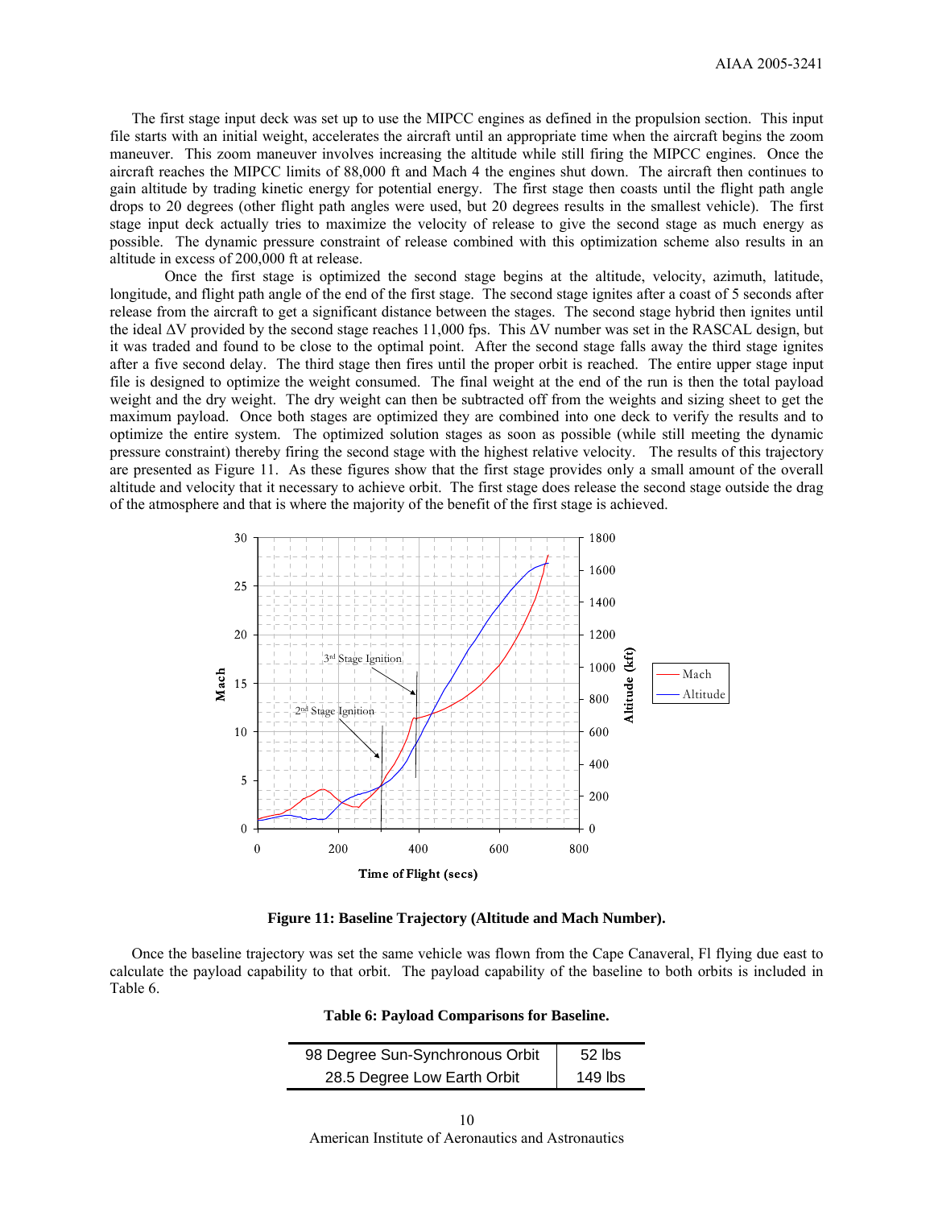The first stage input deck was set up to use the MIPCC engines as defined in the propulsion section. This input file starts with an initial weight, accelerates the aircraft until an appropriate time when the aircraft begins the zoom maneuver. This zoom maneuver involves increasing the altitude while still firing the MIPCC engines. Once the aircraft reaches the MIPCC limits of 88,000 ft and Mach 4 the engines shut down. The aircraft then continues to gain altitude by trading kinetic energy for potential energy. The first stage then coasts until the flight path angle drops to 20 degrees (other flight path angles were used, but 20 degrees results in the smallest vehicle). The first stage input deck actually tries to maximize the velocity of release to give the second stage as much energy as possible. The dynamic pressure constraint of release combined with this optimization scheme also results in an altitude in excess of 200,000 ft at release.

Once the first stage is optimized the second stage begins at the altitude, velocity, azimuth, latitude, longitude, and flight path angle of the end of the first stage. The second stage ignites after a coast of 5 seconds after release from the aircraft to get a significant distance between the stages. The second stage hybrid then ignites until the ideal ΔV provided by the second stage reaches 11,000 fps. This ΔV number was set in the RASCAL design, but it was traded and found to be close to the optimal point. After the second stage falls away the third stage ignites after a five second delay. The third stage then fires until the proper orbit is reached. The entire upper stage input file is designed to optimize the weight consumed. The final weight at the end of the run is then the total payload weight and the dry weight. The dry weight can then be subtracted off from the weights and sizing sheet to get the maximum payload. Once both stages are optimized they are combined into one deck to verify the results and to optimize the entire system. The optimized solution stages as soon as possible (while still meeting the dynamic pressure constraint) thereby firing the second stage with the highest relative velocity. The results of this trajectory are presented as Figure 11. As these figures show that the first stage provides only a small amount of the overall altitude and velocity that it necessary to achieve orbit. The first stage does release the second stage outside the drag of the atmosphere and that is where the majority of the benefit of the first stage is achieved.

**Figure 11: Baseline Trajectory (Altitude and Mach Number).**

Once the baseline trajectory was set the same vehicle was flown from the Cape Canaveral, Fl flying due east to calculate the payload capability to that orbit. The payload capability of the baseline to both orbits is included in Table 6.

**Table 6: Payload Comparisons for Baseline.**

| Orbit | Payload |
|---|---|
| 98 Degree Sun-Synchronous Orbit | 52 lbs |
| 28.5 Degree Low Earth Orbit | 149 lbs |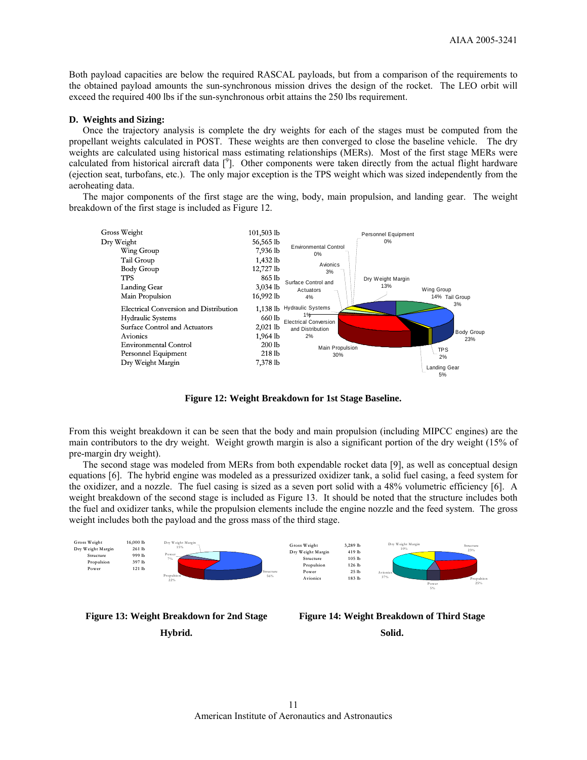Both payload capacities are below the required RASCAL payloads, but from a comparison of the requirements to the obtained payload amounts the sun-synchronous mission drives the design of the rocket. The LEO orbit will exceed the required 400 lbs if the sun-synchronous orbit attains the 250 lbs requirement.

### D. Weights and Sizing:

Once the trajectory analysis is complete the dry weights for each of the stages must be computed from the propellant weights calculated in POST. These weights are then converged to close the baseline vehicle. The dry weights are calculated using historical mass estimating relationships (MERs). Most of the first stage MERs were calculated from historical aircraft data [9]. Other components were taken directly from the actual flight hardware (ejection seat, turbofans, etc.). The only major exception is the TPS weight which was sized independently from the aeroheating data.

The major components of the first stage are the wing, body, main propulsion, and landing gear. The weight breakdown of the first stage is included as Figure 12.

| Component | Weight |
|---|---|
| Gross Weight | 101,503 lb |
| Dry Weight | 56,565 lb |
| Wing Group | 7,936 lb |
| Tail Group | 1,432 lb |
| Body Group | 12,727 lb |
| TPS | 865 lb |
| Landing Gear | 3,034 lb |
| Main Propulsion | 16,992 lb |
| Electrical Conversion and Distribution | 1,138 lb |
| Hydraulic Systems | 660 lb |
| Surface Control and Actuators | 2,021 lb |
| Avionics | 1,964 lb |
| Environmental Control | 200 lb |
| Personnel Equipment | 218 lb |
| Dry Weight Margin | 7,378 lb |

Personnel Equipment 0%; Environmental Control 0%; Avionics 3%; Surface Control and Actuators 4%; Dry Weight Margin 13%; Wing Group 14%; Tail Group 3%; Hydraulic Systems 1%; Electrical Conversion and Distribution 2%; Body Group 23%; Main Propulsion 30%; TPS 2%; Landing Gear 5%

**Figure 12: Weight Breakdown for 1st Stage Baseline.**

From this weight breakdown it can be seen that the body and main propulsion (including MIPCC engines) are the main contributors to the dry weight. Weight growth margin is also a significant portion of the dry weight (15% of pre-margin dry weight).

The second stage was modeled from MERs from both expendable rocket data [9], as well as conceptual design equations [6]. The hybrid engine was modeled as a pressurized oxidizer tank, a solid fuel casing, a feed system for the oxidizer, and a nozzle. The fuel casing is sized as a seven port solid with a 48% volumetric efficiency [6]. A weight breakdown of the second stage is included as Figure 13. It should be noted that the structure includes both the fuel and oxidizer tanks, while the propulsion elements include the engine nozzle and the feed system. The gross weight includes both the payload and the gross mass of the third stage.

| Component | Weight |
|---|---|
| Gross Weight | 16,000 lb |
| Dry Weight Margin | 261 lb |
| Structure | 999 lb |
| Propulsion | 397 lb |
| Power | 121 lb |

Dry Weight Margin 15%; Power 7%; Propulsion 22%; Structure 56%

**Figure 13: Weight Breakdown for 2nd Stage Hybrid.**

| Component | Weight |
|---|---|
| Gross Weight | 3,289 lb |
| Dry Weight Margin | 419 lb |
| Structure | 105 lb |
| Propulsion | 126 lb |
| Power | 25 lb |
| Avionics | 183 lb |

Dry Weight Margin 10%; Structure 23%; Avionics 37%; Power 5%; Propulsion 25%

**Figure 14: Weight Breakdown of Third Stage Solid.**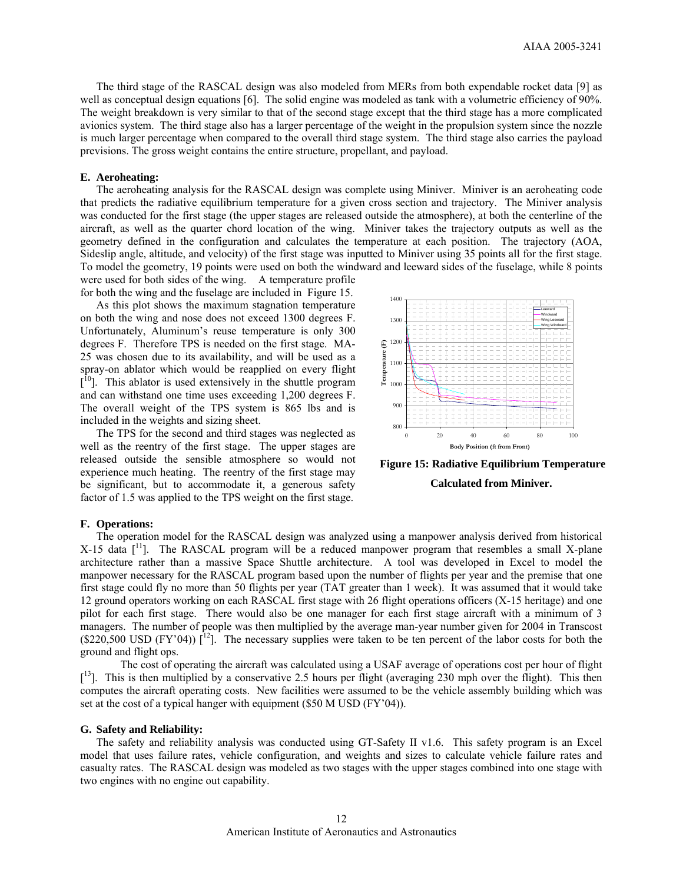The third stage of the RASCAL design was also modeled from MERs from both expendable rocket data [9] as well as conceptual design equations [6]. The solid engine was modeled as tank with a volumetric efficiency of 90%. The weight breakdown is very similar to that of the second stage except that the third stage has a more complicated avionics system. The third stage also has a larger percentage of the weight in the propulsion system since the nozzle is much larger percentage when compared to the overall third stage system. The third stage also carries the payload previsions. The gross weight contains the entire structure, propellant, and payload.

### E. Aeroheating:

The aeroheating analysis for the RASCAL design was complete using Miniver. Miniver is an aeroheating code that predicts the radiative equilibrium temperature for a given cross section and trajectory. The Miniver analysis was conducted for the first stage (the upper stages are released outside the atmosphere), at both the centerline of the aircraft, as well as the quarter chord location of the wing. Miniver takes the trajectory outputs as well as the geometry defined in the configuration and calculates the temperature at each position. The trajectory (AOA, Sideslip angle, altitude, and velocity) of the first stage was inputted to Miniver using 35 points all for the first stage. To model the geometry, 19 points were used on both the windward and leeward sides of the fuselage, while 8 points were used for both sides of the wing. A temperature profile for both the wing and the fuselage are included in Figure 15.

As this plot shows the maximum stagnation temperature on both the wing and nose does not exceed 1300 degrees F. Unfortunately, Aluminum's reuse temperature is only 300 degrees F. Therefore TPS is needed on the first stage. MA-25 was chosen due to its availability, and will be used as a spray-on ablator which would be reapplied on every flight [10]. This ablator is used extensively in the shuttle program and can withstand one time uses exceeding 1,200 degrees F. The overall weight of the TPS system is 865 lbs and is included in the weights and sizing sheet.

The TPS for the second and third stages was neglected as well as the reentry of the first stage. The upper stages are released outside the sensible atmosphere so would not experience much heating. The reentry of the first stage may be significant, but to accommodate it, a generous safety factor of 1.5 was applied to the TPS weight on the first stage.

**Figure 15: Radiative Equilibrium Temperature Calculated from Miniver.**

### F. Operations:

The operation model for the RASCAL design was analyzed using a manpower analysis derived from historical X-15 data [11]. The RASCAL program will be a reduced manpower program that resembles a small X-plane architecture rather than a massive Space Shuttle architecture. A tool was developed in Excel to model the manpower necessary for the RASCAL program based upon the number of flights per year and the premise that one first stage could fly no more than 50 flights per year (TAT greater than 1 week). It was assumed that it would take 12 ground operators working on each RASCAL first stage with 26 flight operations officers (X-15 heritage) and one pilot for each first stage. There would also be one manager for each first stage aircraft with a minimum of 3 managers. The number of people was then multiplied by the average man-year number given for 2004 in Transcost ($220,500 USD (FY'04)) [12]. The necessary supplies were taken to be ten percent of the labor costs for both the ground and flight ops.

The cost of operating the aircraft was calculated using a USAF average of operations cost per hour of flight [13]. This is then multiplied by a conservative 2.5 hours per flight (averaging 230 mph over the flight). This then computes the aircraft operating costs. New facilities were assumed to be the vehicle assembly building which was set at the cost of a typical hanger with equipment ($50 M USD (FY'04)).

### G. Safety and Reliability:

The safety and reliability analysis was conducted using GT-Safety II v1.6. This safety program is an Excel model that uses failure rates, vehicle configuration, and weights and sizes to calculate vehicle failure rates and casualty rates. The RASCAL design was modeled as two stages with the upper stages combined into one stage with two engines with no engine out capability.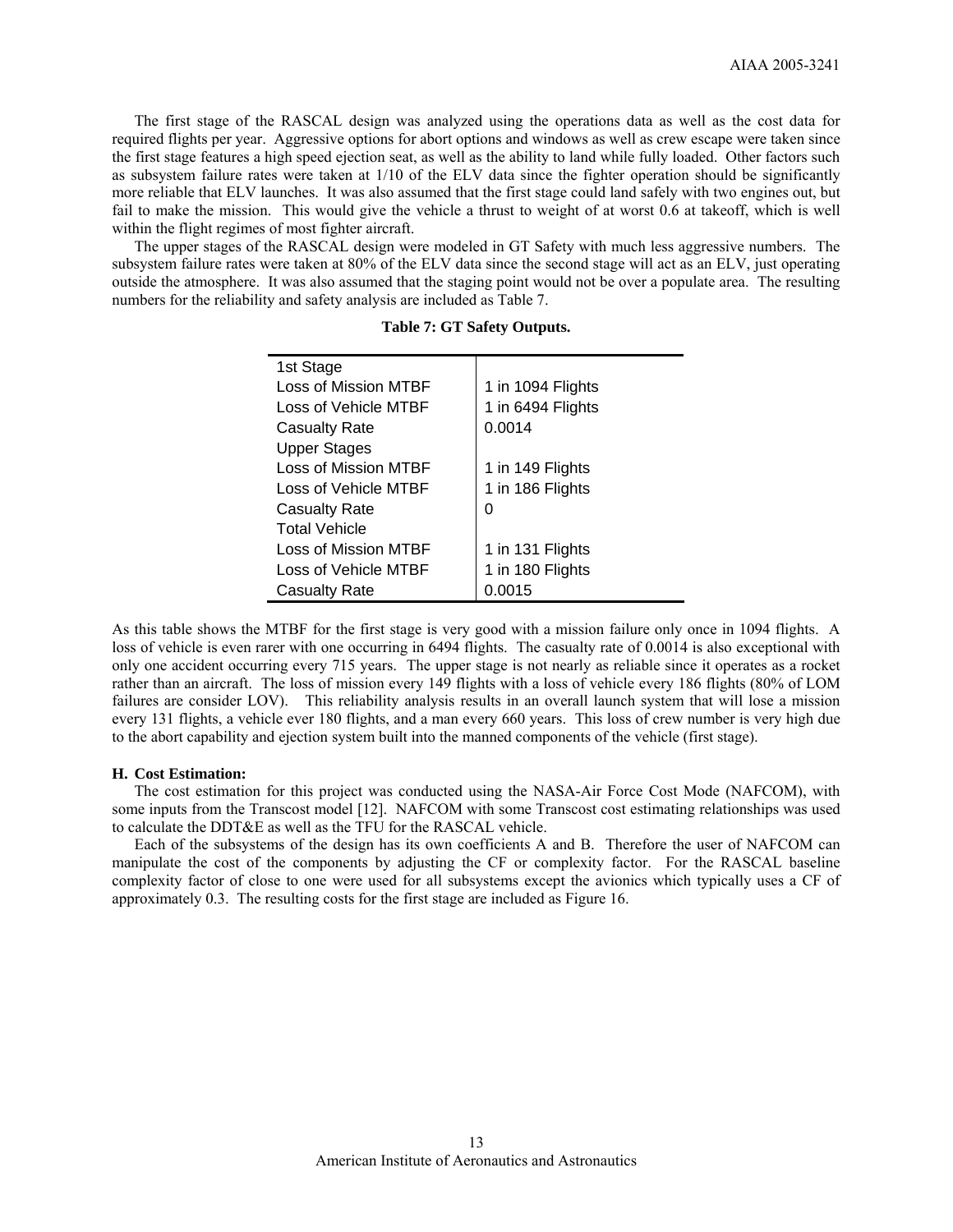The first stage of the RASCAL design was analyzed using the operations data as well as the cost data for required flights per year. Aggressive options for abort options and windows as well as crew escape were taken since the first stage features a high speed ejection seat, as well as the ability to land while fully loaded. Other factors such as subsystem failure rates were taken at 1/10 of the ELV data since the fighter operation should be significantly more reliable that ELV launches. It was also assumed that the first stage could land safely with two engines out, but fail to make the mission. This would give the vehicle a thrust to weight of at worst 0.6 at takeoff, which is well within the flight regimes of most fighter aircraft.

The upper stages of the RASCAL design were modeled in GT Safety with much less aggressive numbers. The subsystem failure rates were taken at 80% of the ELV data since the second stage will act as an ELV, just operating outside the atmosphere. It was also assumed that the staging point would not be over a populate area. The resulting numbers for the reliability and safety analysis are included as Table 7.

**Table 7: GT Safety Outputs.**

| | |
|---|---|
| 1st Stage | |
| Loss of Mission MTBF | 1 in 1094 Flights |
| Loss of Vehicle MTBF | 1 in 6494 Flights |
| Casualty Rate | 0.0014 |
| Upper Stages | |
| Loss of Mission MTBF | 1 in 149 Flights |
| Loss of Vehicle MTBF | 1 in 186 Flights |
| Casualty Rate | 0 |
| Total Vehicle | |
| Loss of Mission MTBF | 1 in 131 Flights |
| Loss of Vehicle MTBF | 1 in 180 Flights |
| Casualty Rate | 0.0015 |

As this table shows the MTBF for the first stage is very good with a mission failure only once in 1094 flights. A loss of vehicle is even rarer with one occurring in 6494 flights. The casualty rate of 0.0014 is also exceptional with only one accident occurring every 715 years. The upper stage is not nearly as reliable since it operates as a rocket rather than an aircraft. The loss of mission every 149 flights with a loss of vehicle every 186 flights (80% of LOM failures are consider LOV). This reliability analysis results in an overall launch system that will lose a mission every 131 flights, a vehicle ever 180 flights, and a man every 660 years. This loss of crew number is very high due to the abort capability and ejection system built into the manned components of the vehicle (first stage).

### H. Cost Estimation:

The cost estimation for this project was conducted using the NASA-Air Force Cost Mode (NAFCOM), with some inputs from the Transcost model [12]. NAFCOM with some Transcost cost estimating relationships was used to calculate the DDT&E as well as the TFU for the RASCAL vehicle.

Each of the subsystems of the design has its own coefficients A and B. Therefore the user of NAFCOM can manipulate the cost of the components by adjusting the CF or complexity factor. For the RASCAL baseline complexity factor of close to one were used for all subsystems except the avionics which typically uses a CF of approximately 0.3. The resulting costs for the first stage are included as Figure 16.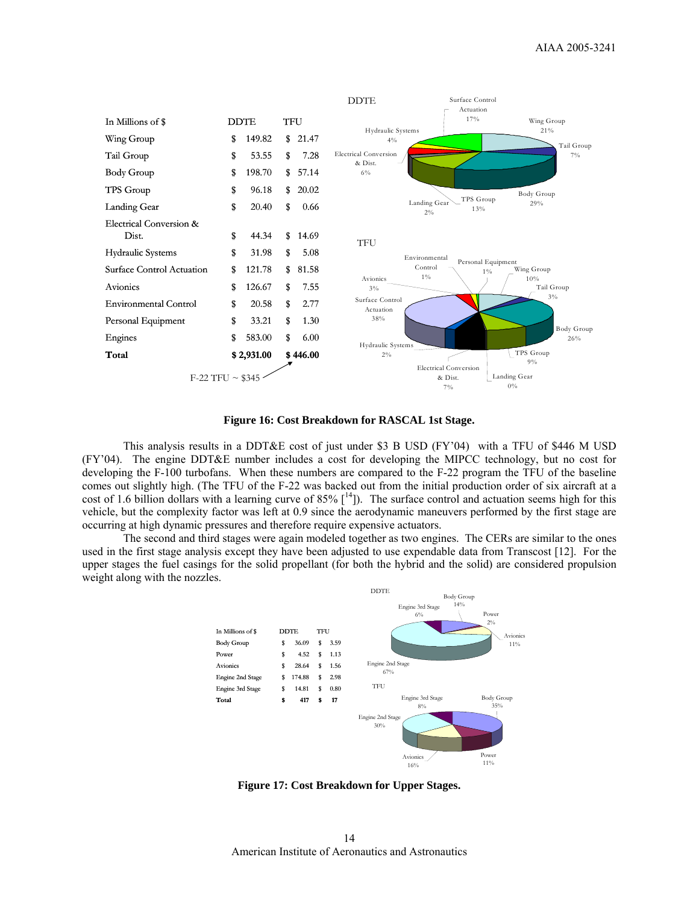| In Millions of $ | DDTE | TFU |
|---|---|---|
| Wing Group | $ 149.82 | $ 21.47 |
| Tail Group | $ 53.55 | $ 7.28 |
| Body Group | $ 198.70 | $ 57.14 |
| TPS Group | $ 96.18 | $ 20.02 |
| Landing Gear | $ 20.40 | $ 0.66 |
| Electrical Conversion & Dist. | $ 44.34 | $ 14.69 |
| Hydraulic Systems | $ 31.98 | $ 5.08 |
| Surface Control Actuation | $ 121.78 | $ 81.58 |
| Avionics | $ 126.67 | $ 7.55 |
| Environmental Control | $ 20.58 | $ 2.77 |
| Personal Equipment | $ 33.21 | $ 1.30 |
| Engines | $ 583.00 | $ 6.00 |
| **Total** | **$ 2,931.00** | **$ 446.00** |

F-22 TFU ~ $345

**Figure 16: Cost Breakdown for RASCAL 1st Stage.**

This analysis results in a DDT&E cost of just under $3 B USD (FY'04) with a TFU of $446 M USD (FY'04). The engine DDT&E number includes a cost for developing the MIPCC technology, but no cost for developing the F-100 turbofans. When these numbers are compared to the F-22 program the TFU of the baseline comes out slightly high. (The TFU of the F-22 was backed out from the initial production order of six aircraft at a cost of 1.6 billion dollars with a learning curve of 85% [14]). The surface control and actuation seems high for this vehicle, but the complexity factor was left at 0.9 since the aerodynamic maneuvers performed by the first stage are occurring at high dynamic pressures and therefore require expensive actuators.

The second and third stages were again modeled together as two engines. The CERs are similar to the ones used in the first stage analysis except they have been adjusted to use expendable data from Transcost [12]. For the upper stages the fuel casings for the solid propellant (for both the hybrid and the solid) are considered propulsion weight along with the nozzles.

| In Millions of $ | DDTE | TFU |
|---|---|---|
| Body Group | $ 36.09 | $ 3.59 |
| Power | $ 4.52 | $ 1.13 |
| Avionics | $ 28.64 | $ 1.56 |
| Engine 2nd Stage | $ 174.88 | $ 2.98 |
| Engine 3rd Stage | $ 14.81 | $ 0.80 |
| **Total** | **$ 417** | **$ 17** |

**Figure 17: Cost Breakdown for Upper Stages.**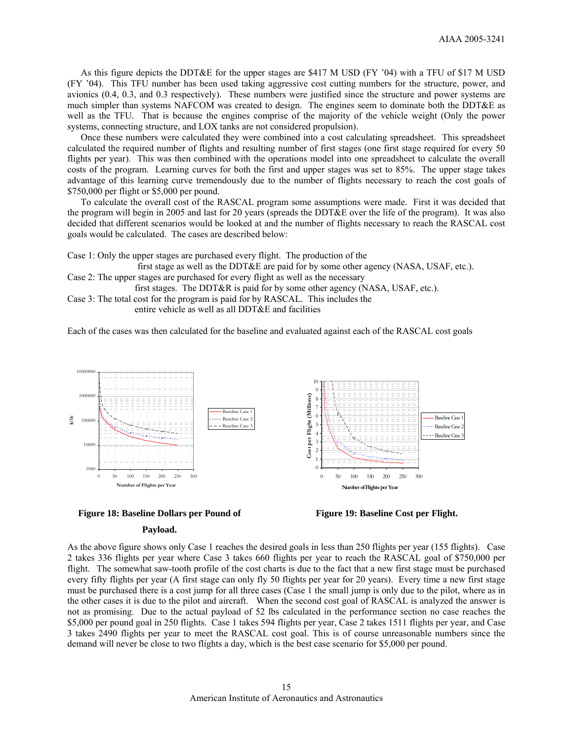As this figure depicts the DDT&E for the upper stages are $417 M USD (FY '04) with a TFU of $17 M USD (FY '04). This TFU number has been used taking aggressive cost cutting numbers for the structure, power, and avionics (0.4, 0.3, and 0.3 respectively). These numbers were justified since the structure and power systems are much simpler than systems NAFCOM was created to design. The engines seem to dominate both the DDT&E as well as the TFU. That is because the engines comprise of the majority of the vehicle weight (Only the power systems, connecting structure, and LOX tanks are not considered propulsion).

Once these numbers were calculated they were combined into a cost calculating spreadsheet. This spreadsheet calculated the required number of flights and resulting number of first stages (one first stage required for every 50 flights per year). This was then combined with the operations model into one spreadsheet to calculate the overall costs of the program. Learning curves for both the first and upper stages was set to 85%. The upper stage takes advantage of this learning curve tremendously due to the number of flights necessary to reach the cost goals of $750,000 per flight or $5,000 per pound.

To calculate the overall cost of the RASCAL program some assumptions were made. First it was decided that the program will begin in 2005 and last for 20 years (spreads the DDT&E over the life of the program). It was also decided that different scenarios would be looked at and the number of flights necessary to reach the RASCAL cost goals would be calculated. The cases are described below:

Case 1: Only the upper stages are purchased every flight. The production of the first stage as well as the DDT&E are paid for by some other agency (NASA, USAF, etc.).
Case 2: The upper stages are purchased for every flight as well as the necessary first stages. The DDT&R is paid for by some other agency (NASA, USAF, etc.).
Case 3: The total cost for the program is paid for by RASCAL. This includes the entire vehicle as well as all DDT&E and facilities

Each of the cases was then calculated for the baseline and evaluated against each of the RASCAL cost goals

**Figure 18: Baseline Dollars per Pound of Payload.**

**Figure 19: Baseline Cost per Flight.**

As the above figure shows only Case 1 reaches the desired goals in less than 250 flights per year (155 flights). Case 2 takes 336 flights per year where Case 3 takes 660 flights per year to reach the RASCAL goal of $750,000 per flight. The somewhat saw-tooth profile of the cost charts is due to the fact that a new first stage must be purchased every fifty flights per year (A first stage can only fly 50 flights per year for 20 years). Every time a new first stage must be purchased there is a cost jump for all three cases (Case 1 the small jump is only due to the pilot, where as in the other cases it is due to the pilot and aircraft. When the second cost goal of RASCAL is analyzed the answer is not as promising. Due to the actual payload of 52 lbs calculated in the performance section no case reaches the $5,000 per pound goal in 250 flights. Case 1 takes 594 flights per year, Case 2 takes 1511 flights per year, and Case 3 takes 2490 flights per year to meet the RASCAL cost goal. This is of course unreasonable numbers since the demand will never be close to two flights a day, which is the best case scenario for $5,000 per pound.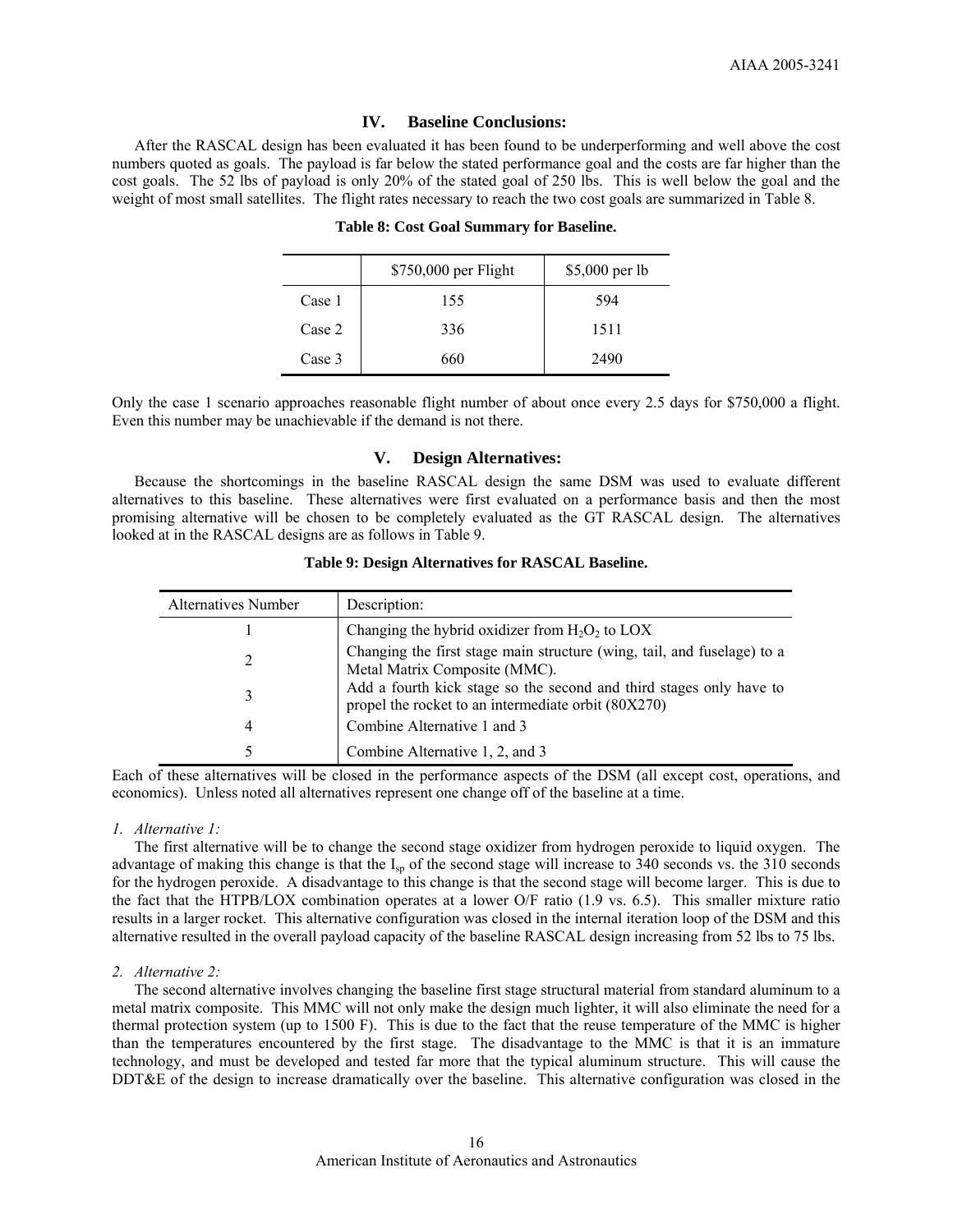## IV. Baseline Conclusions:

After the RASCAL design has been evaluated it has been found to be underperforming and well above the cost numbers quoted as goals. The payload is far below the stated performance goal and the costs are far higher than the cost goals. The 52 lbs of payload is only 20% of the stated goal of 250 lbs. This is well below the goal and the weight of most small satellites. The flight rates necessary to reach the two cost goals are summarized in Table 8.

**Table 8: Cost Goal Summary for Baseline.**

| | \$750,000 per Flight | \$5,000 per lb |
|---|---|---|
| Case 1 | 155 | 594 |
| Case 2 | 336 | 1511 |
| Case 3 | 660 | 2490 |

Only the case 1 scenario approaches reasonable flight number of about once every 2.5 days for \$750,000 a flight. Even this number may be unachievable if the demand is not there.

## V. Design Alternatives:

Because the shortcomings in the baseline RASCAL design the same DSM was used to evaluate different alternatives to this baseline. These alternatives were first evaluated on a performance basis and then the most promising alternative will be chosen to be completely evaluated as the GT RASCAL design. The alternatives looked at in the RASCAL designs are as follows in Table 9.

**Table 9: Design Alternatives for RASCAL Baseline.**

| Alternatives Number | Description: |
|---|---|
| 1 | Changing the hybrid oxidizer from $H_2O_2$ to LOX |
| 2 | Changing the first stage main structure (wing, tail, and fuselage) to a Metal Matrix Composite (MMC). |
| 3 | Add a fourth kick stage so the second and third stages only have to propel the rocket to an intermediate orbit (80X270) |
| 4 | Combine Alternative 1 and 3 |
| 5 | Combine Alternative 1, 2, and 3 |

Each of these alternatives will be closed in the performance aspects of the DSM (all except cost, operations, and economics). Unless noted all alternatives represent one change off of the baseline at a time.

*1. Alternative 1:*

The first alternative will be to change the second stage oxidizer from hydrogen peroxide to liquid oxygen. The advantage of making this change is that the $I_{sp}$ of the second stage will increase to 340 seconds vs. the 310 seconds for the hydrogen peroxide. A disadvantage to this change is that the second stage will become larger. This is due to the fact that the HTPB/LOX combination operates at a lower O/F ratio (1.9 vs. 6.5). This smaller mixture ratio results in a larger rocket. This alternative configuration was closed in the internal iteration loop of the DSM and this alternative resulted in the overall payload capacity of the baseline RASCAL design increasing from 52 lbs to 75 lbs.

*2. Alternative 2:*

The second alternative involves changing the baseline first stage structural material from standard aluminum to a metal matrix composite. This MMC will not only make the design much lighter, it will also eliminate the need for a thermal protection system (up to 1500 F). This is due to the fact that the reuse temperature of the MMC is higher than the temperatures encountered by the first stage. The disadvantage to the MMC is that it is an immature technology, and must be developed and tested far more that the typical aluminum structure. This will cause the DDT&E of the design to increase dramatically over the baseline. This alternative configuration was closed in the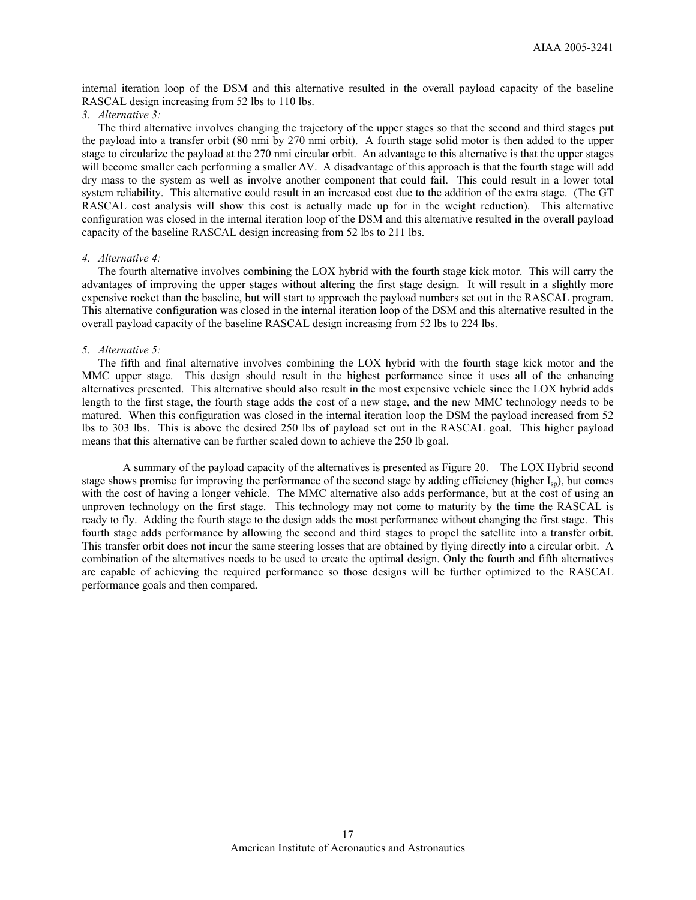internal iteration loop of the DSM and this alternative resulted in the overall payload capacity of the baseline RASCAL design increasing from 52 lbs to 110 lbs.

*3. Alternative 3:*

The third alternative involves changing the trajectory of the upper stages so that the second and third stages put the payload into a transfer orbit (80 nmi by 270 nmi orbit). A fourth stage solid motor is then added to the upper stage to circularize the payload at the 270 nmi circular orbit. An advantage to this alternative is that the upper stages will become smaller each performing a smaller $\Delta V$. A disadvantage of this approach is that the fourth stage will add dry mass to the system as well as involve another component that could fail. This could result in a lower total system reliability. This alternative could result in an increased cost due to the addition of the extra stage. (The GT RASCAL cost analysis will show this cost is actually made up for in the weight reduction). This alternative configuration was closed in the internal iteration loop of the DSM and this alternative resulted in the overall payload capacity of the baseline RASCAL design increasing from 52 lbs to 211 lbs.

*4. Alternative 4:*

The fourth alternative involves combining the LOX hybrid with the fourth stage kick motor. This will carry the advantages of improving the upper stages without altering the first stage design. It will result in a slightly more expensive rocket than the baseline, but will start to approach the payload numbers set out in the RASCAL program. This alternative configuration was closed in the internal iteration loop of the DSM and this alternative resulted in the overall payload capacity of the baseline RASCAL design increasing from 52 lbs to 224 lbs.

*5. Alternative 5:*

The fifth and final alternative involves combining the LOX hybrid with the fourth stage kick motor and the MMC upper stage. This design should result in the highest performance since it uses all of the enhancing alternatives presented. This alternative should also result in the most expensive vehicle since the LOX hybrid adds length to the first stage, the fourth stage adds the cost of a new stage, and the new MMC technology needs to be matured. When this configuration was closed in the internal iteration loop the DSM the payload increased from 52 lbs to 303 lbs. This is above the desired 250 lbs of payload set out in the RASCAL goal. This higher payload means that this alternative can be further scaled down to achieve the 250 lb goal.

A summary of the payload capacity of the alternatives is presented as Figure 20. The LOX Hybrid second stage shows promise for improving the performance of the second stage by adding efficiency (higher $I_{sp}$), but comes with the cost of having a longer vehicle. The MMC alternative also adds performance, but at the cost of using an unproven technology on the first stage. This technology may not come to maturity by the time the RASCAL is ready to fly. Adding the fourth stage to the design adds the most performance without changing the first stage. This fourth stage adds performance by allowing the second and third stages to propel the satellite into a transfer orbit. This transfer orbit does not incur the same steering losses that are obtained by flying directly into a circular orbit. A combination of the alternatives needs to be used to create the optimal design. Only the fourth and fifth alternatives are capable of achieving the required performance so those designs will be further optimized to the RASCAL performance goals and then compared.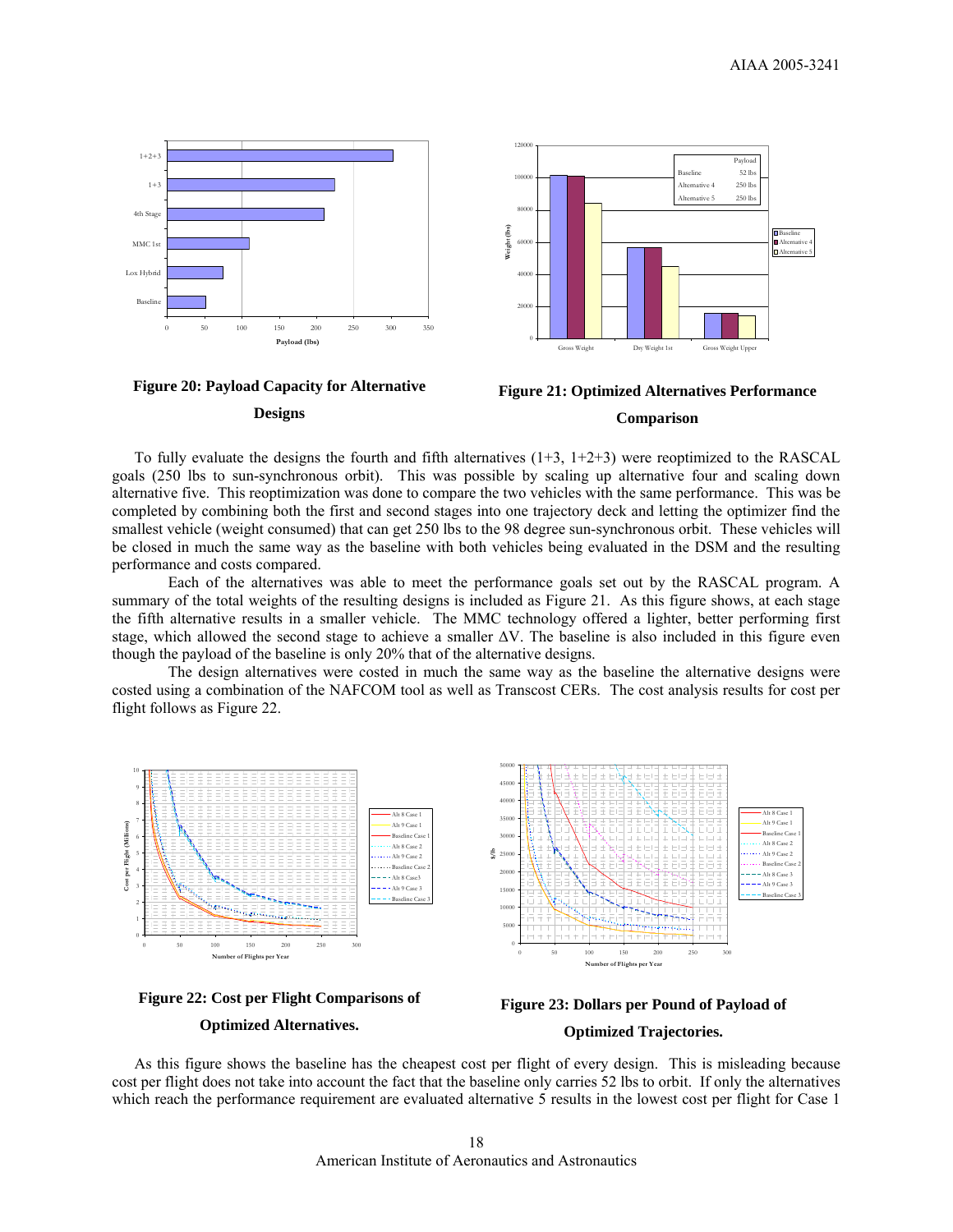**Figure 20: Payload Capacity for Alternative Designs**

**Figure 21: Optimized Alternatives Performance Comparison**

To fully evaluate the designs the fourth and fifth alternatives (1+3, 1+2+3) were reoptimized to the RASCAL goals (250 lbs to sun-synchronous orbit). This was possible by scaling up alternative four and scaling down alternative five. This reoptimization was done to compare the two vehicles with the same performance. This was be completed by combining both the first and second stages into one trajectory deck and letting the optimizer find the smallest vehicle (weight consumed) that can get 250 lbs to the 98 degree sun-synchronous orbit. These vehicles will be closed in much the same way as the baseline with both vehicles being evaluated in the DSM and the resulting performance and costs compared.

Each of the alternatives was able to meet the performance goals set out by the RASCAL program. A summary of the total weights of the resulting designs is included as Figure 21. As this figure shows, at each stage the fifth alternative results in a smaller vehicle. The MMC technology offered a lighter, better performing first stage, which allowed the second stage to achieve a smaller ΔV. The baseline is also included in this figure even though the payload of the baseline is only 20% that of the alternative designs.

The design alternatives were costed in much the same way as the baseline the alternative designs were costed using a combination of the NAFCOM tool as well as Transcost CERs. The cost analysis results for cost per flight follows as Figure 22.

**Figure 22: Cost per Flight Comparisons of Optimized Alternatives.**

**Figure 23: Dollars per Pound of Payload of Optimized Trajectories.**

As this figure shows the baseline has the cheapest cost per flight of every design. This is misleading because cost per flight does not take into account the fact that the baseline only carries 52 lbs to orbit. If only the alternatives which reach the performance requirement are evaluated alternative 5 results in the lowest cost per flight for Case 1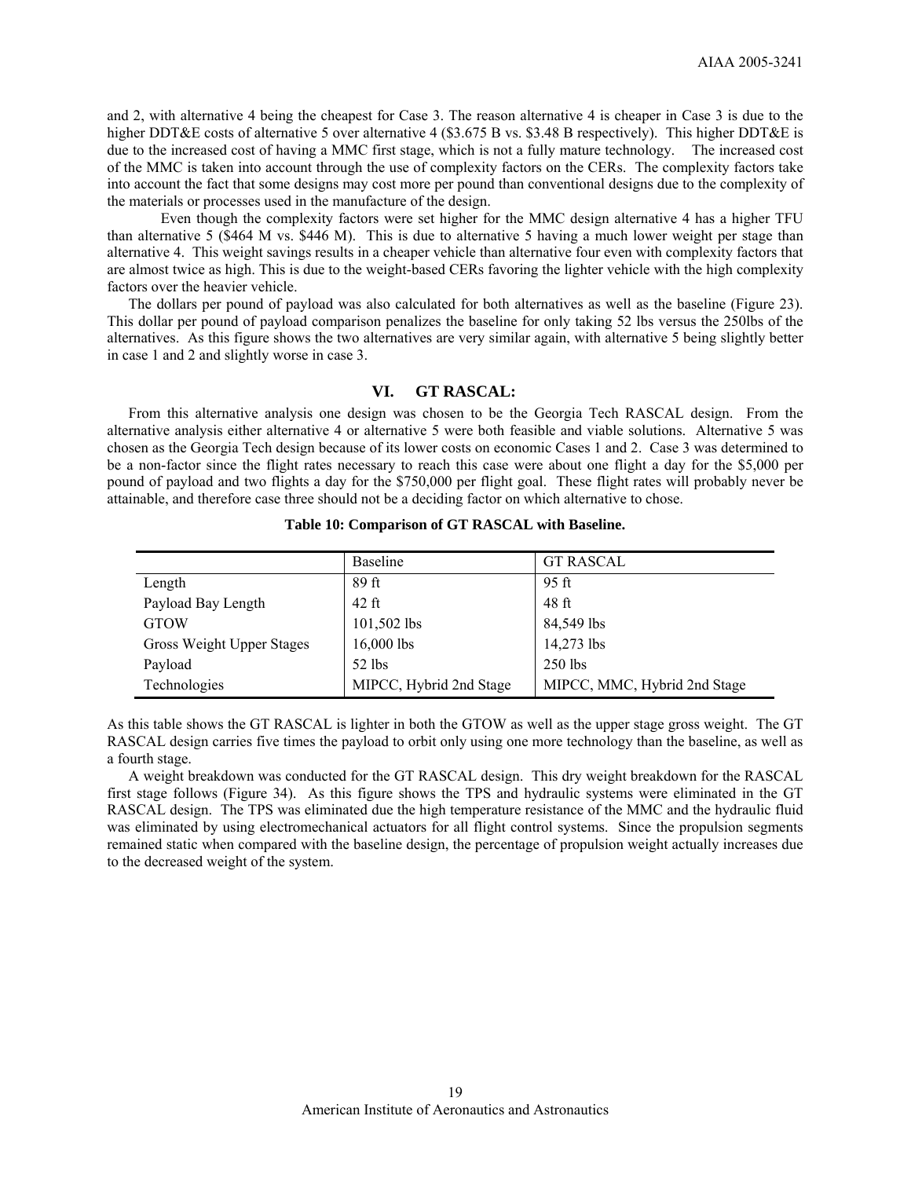and 2, with alternative 4 being the cheapest for Case 3. The reason alternative 4 is cheaper in Case 3 is due to the higher DDT&E costs of alternative 5 over alternative 4 ($3.675 B vs. $3.48 B respectively). This higher DDT&E is due to the increased cost of having a MMC first stage, which is not a fully mature technology. The increased cost of the MMC is taken into account through the use of complexity factors on the CERs. The complexity factors take into account the fact that some designs may cost more per pound than conventional designs due to the complexity of the materials or processes used in the manufacture of the design.

Even though the complexity factors were set higher for the MMC design alternative 4 has a higher TFU than alternative 5 ($464 M vs. $446 M). This is due to alternative 5 having a much lower weight per stage than alternative 4. This weight savings results in a cheaper vehicle than alternative four even with complexity factors that are almost twice as high. This is due to the weight-based CERs favoring the lighter vehicle with the high complexity factors over the heavier vehicle.

The dollars per pound of payload was also calculated for both alternatives as well as the baseline (Figure 23). This dollar per pound of payload comparison penalizes the baseline for only taking 52 lbs versus the 250lbs of the alternatives. As this figure shows the two alternatives are very similar again, with alternative 5 being slightly better in case 1 and 2 and slightly worse in case 3.

## VI. GT RASCAL:

From this alternative analysis one design was chosen to be the Georgia Tech RASCAL design. From the alternative analysis either alternative 4 or alternative 5 were both feasible and viable solutions. Alternative 5 was chosen as the Georgia Tech design because of its lower costs on economic Cases 1 and 2. Case 3 was determined to be a non-factor since the flight rates necessary to reach this case were about one flight a day for the $5,000 per pound of payload and two flights a day for the $750,000 per flight goal. These flight rates will probably never be attainable, and therefore case three should not be a deciding factor on which alternative to chose.

**Table 10: Comparison of GT RASCAL with Baseline.**

| | Baseline | GT RASCAL |
|---|---|---|
| Length | 89 ft | 95 ft |
| Payload Bay Length | 42 ft | 48 ft |
| GTOW | 101,502 lbs | 84,549 lbs |
| Gross Weight Upper Stages | 16,000 lbs | 14,273 lbs |
| Payload | 52 lbs | 250 lbs |
| Technologies | MIPCC, Hybrid 2nd Stage | MIPCC, MMC, Hybrid 2nd Stage |

As this table shows the GT RASCAL is lighter in both the GTOW as well as the upper stage gross weight. The GT RASCAL design carries five times the payload to orbit only using one more technology than the baseline, as well as a fourth stage.

A weight breakdown was conducted for the GT RASCAL design. This dry weight breakdown for the RASCAL first stage follows (Figure 34). As this figure shows the TPS and hydraulic systems were eliminated in the GT RASCAL design. The TPS was eliminated due the high temperature resistance of the MMC and the hydraulic fluid was eliminated by using electromechanical actuators for all flight control systems. Since the propulsion segments remained static when compared with the baseline design, the percentage of propulsion weight actually increases due to the decreased weight of the system.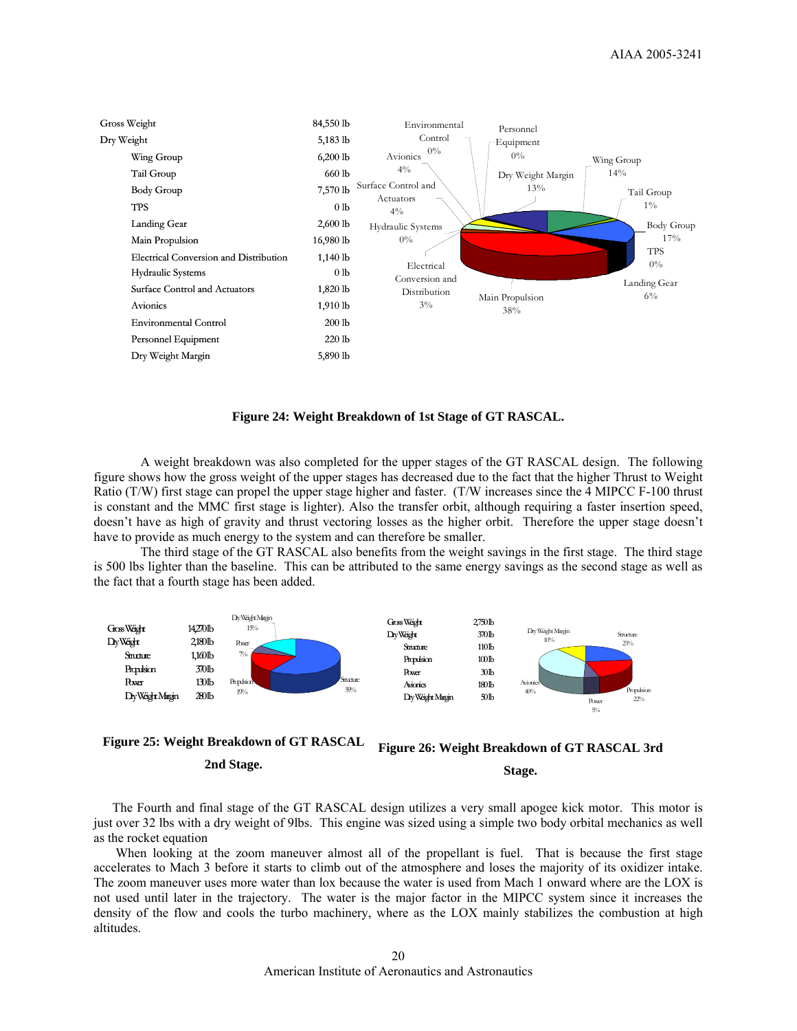| | |
|---|---|
| Gross Weight | 84,550 lb |
| Dry Weight | 5,183 lb |
| Wing Group | 6,200 lb |
| Tail Group | 660 lb |
| Body Group | 7,570 lb |
| TPS | 0 lb |
| Landing Gear | 2,600 lb |
| Main Propulsion | 16,980 lb |
| Electrical Conversion and Distribution | 1,140 lb |
| Hydraulic Systems | 0 lb |
| Surface Control and Actuators | 1,820 lb |
| Avionics | 1,910 lb |
| Environmental Control | 200 lb |
| Personnel Equipment | 220 lb |
| Dry Weight Margin | 5,890 lb |

**Figure 24: Weight Breakdown of 1st Stage of GT RASCAL.**

A weight breakdown was also completed for the upper stages of the GT RASCAL design. The following figure shows how the gross weight of the upper stages has decreased due to the fact that the higher Thrust to Weight Ratio (T/W) first stage can propel the upper stage higher and faster. (T/W increases since the 4 MIPCC F-100 thrust is constant and the MMC first stage is lighter). Also the transfer orbit, although requiring a faster insertion speed, doesn't have as high of gravity and thrust vectoring losses as the higher orbit. Therefore the upper stage doesn't have to provide as much energy to the system and can therefore be smaller.

The third stage of the GT RASCAL also benefits from the weight savings in the first stage. The third stage is 500 lbs lighter than the baseline. This can be attributed to the same energy savings as the second stage as well as the fact that a fourth stage has been added.

| | |
|---|---|
| Gross Weight | 14,270 lb |
| Dry Weight | 2,180 lb |
| Structure | 1,160 lb |
| Propulsion | 370 lb |
| Power | 130 lb |
| Dry Weight Margin | 280 lb |

**Figure 25: Weight Breakdown of GT RASCAL 2nd Stage.**

| | |
|---|---|
| Gross Weight | 2,750 lb |
| Dry Weight | 370 lb |
| Structure | 110 lb |
| Propulsion | 100 lb |
| Power | 30 lb |
| Avionics | 180 lb |
| Dry Weight Margin | 50 lb |

**Figure 26: Weight Breakdown of GT RASCAL 3rd Stage.**

The Fourth and final stage of the GT RASCAL design utilizes a very small apogee kick motor. This motor is just over 32 lbs with a dry weight of 9lbs. This engine was sized using a simple two body orbital mechanics as well as the rocket equation

When looking at the zoom maneuver almost all of the propellant is fuel. That is because the first stage accelerates to Mach 3 before it starts to climb out of the atmosphere and loses the majority of its oxidizer intake. The zoom maneuver uses more water than lox because the water is used from Mach 1 onward where are the LOX is not used until later in the trajectory. The water is the major factor in the MIPCC system since it increases the density of the flow and cools the turbo machinery, where as the LOX mainly stabilizes the combustion at high altitudes.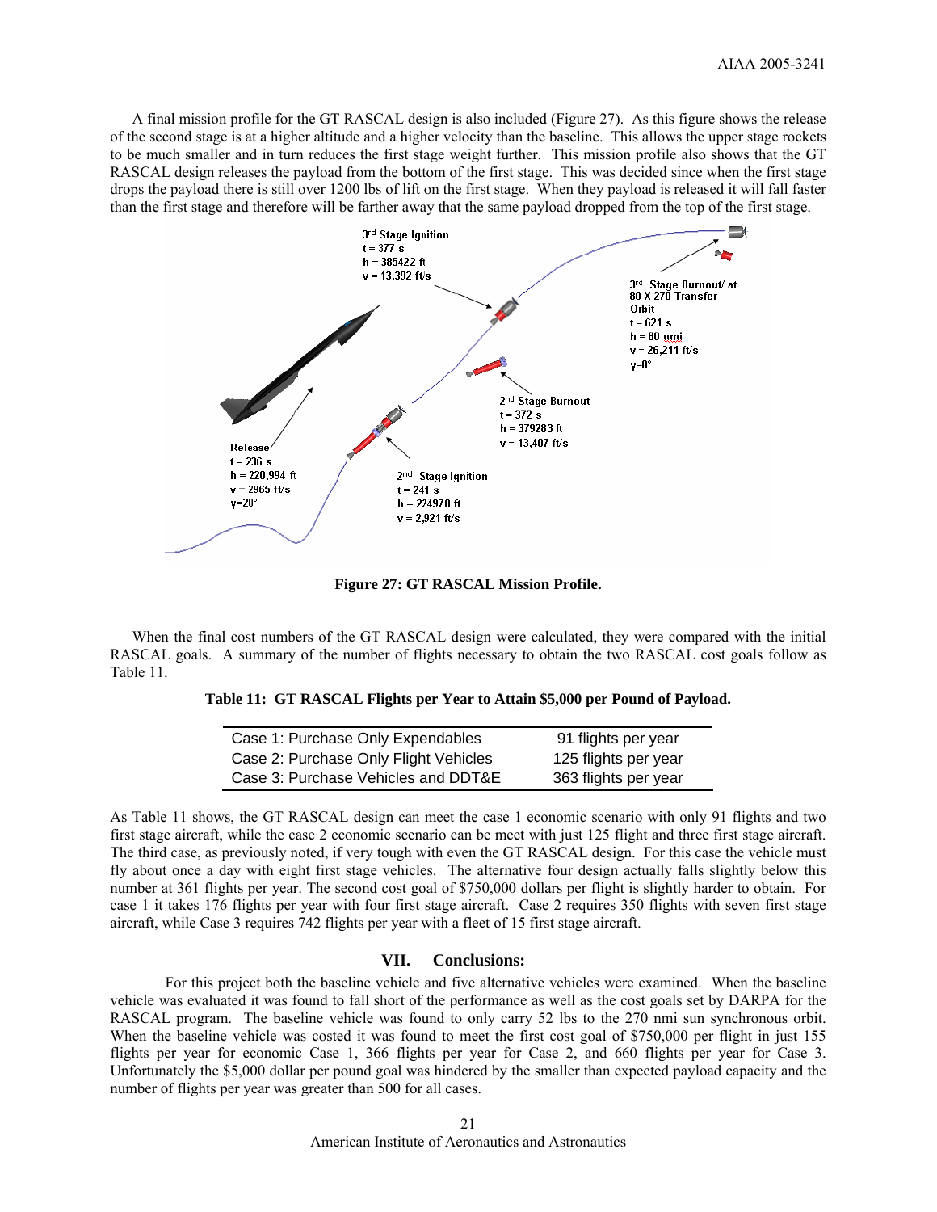A final mission profile for the GT RASCAL design is also included (Figure 27). As this figure shows the release of the second stage is at a higher altitude and a higher velocity than the baseline. This allows the upper stage rockets to be much smaller and in turn reduces the first stage weight further. This mission profile also shows that the GT RASCAL design releases the payload from the bottom of the first stage. This was decided since when the first stage drops the payload there is still over 1200 lbs of lift on the first stage. When they payload is released it will fall faster than the first stage and therefore will be farther away that the same payload dropped from the top of the first stage.

**Figure 27: GT RASCAL Mission Profile.**

When the final cost numbers of the GT RASCAL design were calculated, they were compared with the initial RASCAL goals. A summary of the number of flights necessary to obtain the two RASCAL cost goals follow as Table 11.

**Table 11: GT RASCAL Flights per Year to Attain $5,000 per Pound of Payload.**

| | |
|---|---|
| Case 1: Purchase Only Expendables | 91 flights per year |
| Case 2: Purchase Only Flight Vehicles | 125 flights per year |
| Case 3: Purchase Vehicles and DDT&E | 363 flights per year |

As Table 11 shows, the GT RASCAL design can meet the case 1 economic scenario with only 91 flights and two first stage aircraft, while the case 2 economic scenario can be meet with just 125 flight and three first stage aircraft. The third case, as previously noted, if very tough with even the GT RASCAL design. For this case the vehicle must fly about once a day with eight first stage vehicles. The alternative four design actually falls slightly below this number at 361 flights per year. The second cost goal of $750,000 dollars per flight is slightly harder to obtain. For case 1 it takes 176 flights per year with four first stage aircraft. Case 2 requires 350 flights with seven first stage aircraft, while Case 3 requires 742 flights per year with a fleet of 15 first stage aircraft.

## VII. Conclusions:

For this project both the baseline vehicle and five alternative vehicles were examined. When the baseline vehicle was evaluated it was found to fall short of the performance as well as the cost goals set by DARPA for the RASCAL program. The baseline vehicle was found to only carry 52 lbs to the 270 nmi sun synchronous orbit. When the baseline vehicle was costed it was found to meet the first cost goal of $750,000 per flight in just 155 flights per year for economic Case 1, 366 flights per year for Case 2, and 660 flights per year for Case 3. Unfortunately the $5,000 dollar per pound goal was hindered by the smaller than expected payload capacity and the number of flights per year was greater than 500 for all cases.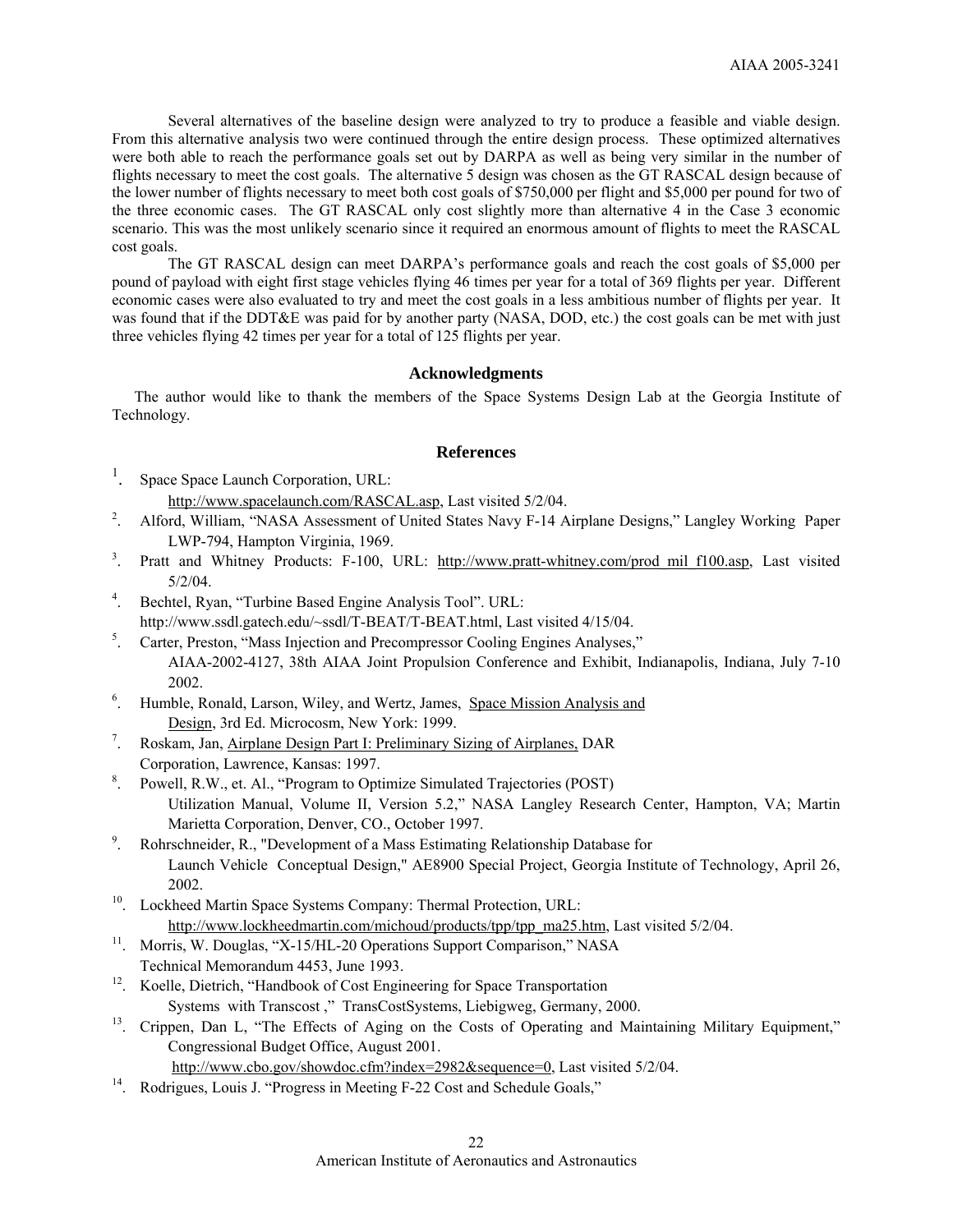Several alternatives of the baseline design were analyzed to try to produce a feasible and viable design. From this alternative analysis two were continued through the entire design process. These optimized alternatives were both able to reach the performance goals set out by DARPA as well as being very similar in the number of flights necessary to meet the cost goals. The alternative 5 design was chosen as the GT RASCAL design because of the lower number of flights necessary to meet both cost goals of $750,000 per flight and $5,000 per pound for two of the three economic cases. The GT RASCAL only cost slightly more than alternative 4 in the Case 3 economic scenario. This was the most unlikely scenario since it required an enormous amount of flights to meet the RASCAL cost goals.

The GT RASCAL design can meet DARPA's performance goals and reach the cost goals of $5,000 per pound of payload with eight first stage vehicles flying 46 times per year for a total of 369 flights per year. Different economic cases were also evaluated to try and meet the cost goals in a less ambitious number of flights per year. It was found that if the DDT&E was paid for by another party (NASA, DOD, etc.) the cost goals can be met with just three vehicles flying 42 times per year for a total of 125 flights per year.

## Acknowledgments

The author would like to thank the members of the Space Systems Design Lab at the Georgia Institute of Technology.

## References

1. Space Space Launch Corporation, URL: http://www.spacelaunch.com/RASCAL.asp, Last visited 5/2/04.
2. Alford, William, "NASA Assessment of United States Navy F-14 Airplane Designs," Langley Working Paper LWP-794, Hampton Virginia, 1969.
3. Pratt and Whitney Products: F-100, URL: http://www.pratt-whitney.com/prod_mil_f100.asp, Last visited 5/2/04.
4. Bechtel, Ryan, "Turbine Based Engine Analysis Tool". URL: http://www.ssdl.gatech.edu/~ssdl/T-BEAT/T-BEAT.html, Last visited 4/15/04.
5. Carter, Preston, "Mass Injection and Precompressor Cooling Engines Analyses," AIAA-2002-4127, 38th AIAA Joint Propulsion Conference and Exhibit, Indianapolis, Indiana, July 7-10 2002.
6. Humble, Ronald, Larson, Wiley, and Wertz, James, Space Mission Analysis and Design, 3rd Ed. Microcosm, New York: 1999.
7. Roskam, Jan, Airplane Design Part I: Preliminary Sizing of Airplanes, DAR Corporation, Lawrence, Kansas: 1997.
8. Powell, R.W., et. Al., "Program to Optimize Simulated Trajectories (POST) Utilization Manual, Volume II, Version 5.2," NASA Langley Research Center, Hampton, VA; Martin Marietta Corporation, Denver, CO., October 1997.
9. Rohrschneider, R., "Development of a Mass Estimating Relationship Database for Launch Vehicle Conceptual Design," AE8900 Special Project, Georgia Institute of Technology, April 26, 2002.
10. Lockheed Martin Space Systems Company: Thermal Protection, URL: http://www.lockheedmartin.com/michoud/products/tpp/tpp_ma25.htm, Last visited 5/2/04.
11. Morris, W. Douglas, "X-15/HL-20 Operations Support Comparison," NASA Technical Memorandum 4453, June 1993.
12. Koelle, Dietrich, "Handbook of Cost Engineering for Space Transportation Systems with Transcost ," TransCostSystems, Liebigweg, Germany, 2000.
13. Crippen, Dan L, "The Effects of Aging on the Costs of Operating and Maintaining Military Equipment," Congressional Budget Office, August 2001. http://www.cbo.gov/showdoc.cfm?index=2982&sequence=0, Last visited 5/2/04.
14. Rodrigues, Louis J. "Progress in Meeting F-22 Cost and Schedule Goals,"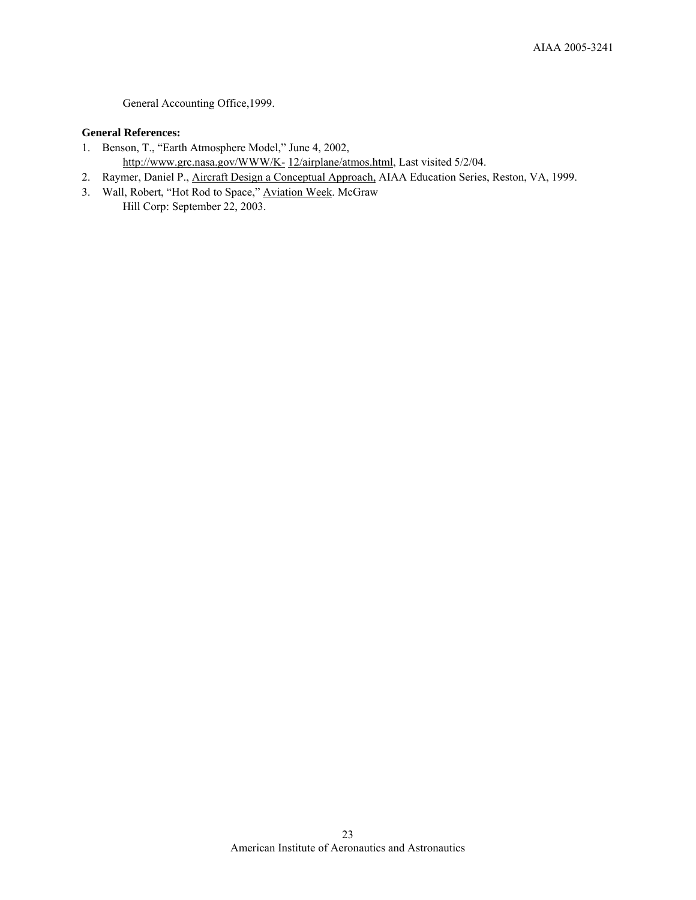General Accounting Office,1999.

**General References:**

1. Benson, T., "Earth Atmosphere Model," June 4, 2002, http://www.grc.nasa.gov/WWW/K-12/airplane/atmos.html, Last visited 5/2/04.
2. Raymer, Daniel P., Aircraft Design a Conceptual Approach, AIAA Education Series, Reston, VA, 1999.
3. Wall, Robert, "Hot Rod to Space," Aviation Week. McGraw Hill Corp: September 22, 2003.